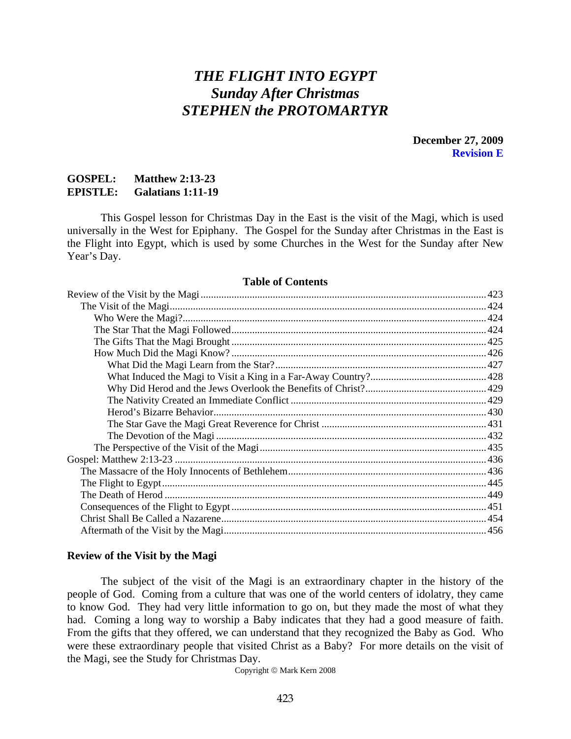# *THE FLIGHT INTO EGYPT*
# *Sunday After Christmas*
# *STEPHEN the PROTOMARTYR*

**December 27, 2009**
**Revision E**

**GOSPEL: Matthew 2:13-23**
**EPISTLE: Galatians 1:11-19**

This Gospel lesson for Christmas Day in the East is the visit of the Magi, which is used universally in the West for Epiphany. The Gospel for the Sunday after Christmas in the East is the Flight into Egypt, which is used by some Churches in the West for the Sunday after New Year's Day.

**Table of Contents**

- Review of the Visit by the Magi ... 423
  - The Visit of the Magi ... 424
    - Who Were the Magi? ... 424
    - The Star That the Magi Followed ... 424
    - The Gifts That the Magi Brought ... 425
    - How Much Did the Magi Know? ... 426
      - What Did the Magi Learn from the Star? ... 427
      - What Induced the Magi to Visit a King in a Far-Away Country? ... 428
      - Why Did Herod and the Jews Overlook the Benefits of Christ? ... 429
      - The Nativity Created an Immediate Conflict ... 429
      - Herod's Bizarre Behavior ... 430
      - The Star Gave the Magi Great Reverence for Christ ... 431
      - The Devotion of the Magi ... 432
    - The Perspective of the Visit of the Magi ... 435
- Gospel: Matthew 2:13-23 ... 436
  - The Massacre of the Holy Innocents of Bethlehem ... 436
  - The Flight to Egypt ... 445
  - The Death of Herod ... 449
  - Consequences of the Flight to Egypt ... 451
  - Christ Shall Be Called a Nazarene ... 454
  - Aftermath of the Visit by the Magi ... 456

## Review of the Visit by the Magi

The subject of the visit of the Magi is an extraordinary chapter in the history of the people of God. Coming from a culture that was one of the world centers of idolatry, they came to know God. They had very little information to go on, but they made the most of what they had. Coming a long way to worship a Baby indicates that they had a good measure of faith. From the gifts that they offered, we can understand that they recognized the Baby as God. Who were these extraordinary people that visited Christ as a Baby? For more details on the visit of the Magi, see the Study for Christmas Day.

Copyright © Mark Kern 2008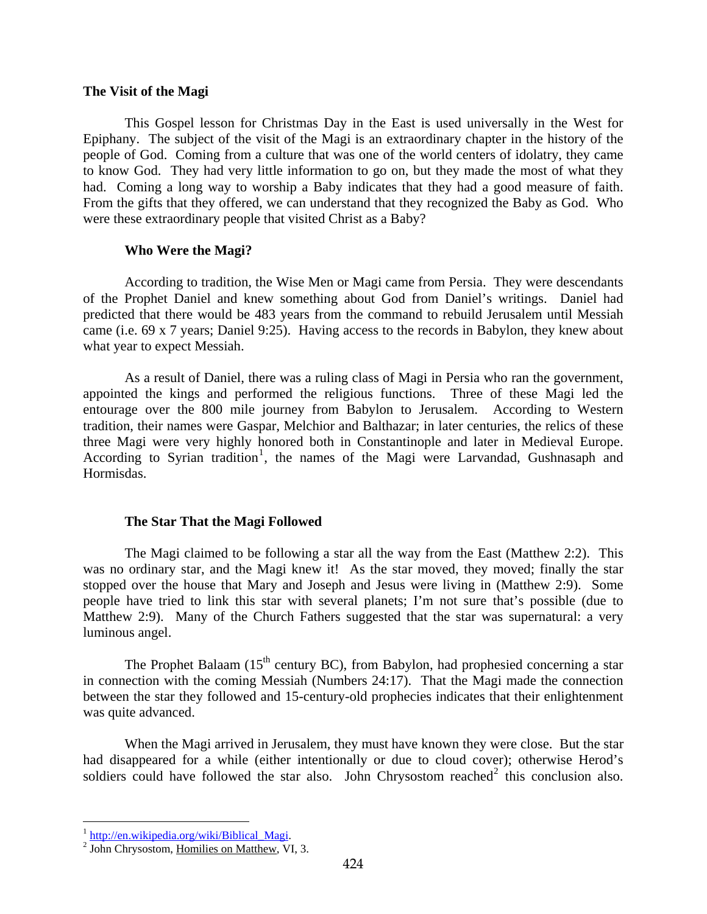## The Visit of the Magi

This Gospel lesson for Christmas Day in the East is used universally in the West for Epiphany. The subject of the visit of the Magi is an extraordinary chapter in the history of the people of God. Coming from a culture that was one of the world centers of idolatry, they came to know God. They had very little information to go on, but they made the most of what they had. Coming a long way to worship a Baby indicates that they had a good measure of faith. From the gifts that they offered, we can understand that they recognized the Baby as God. Who were these extraordinary people that visited Christ as a Baby?

### Who Were the Magi?

According to tradition, the Wise Men or Magi came from Persia. They were descendants of the Prophet Daniel and knew something about God from Daniel's writings. Daniel had predicted that there would be 483 years from the command to rebuild Jerusalem until Messiah came (i.e. 69 x 7 years; Daniel 9:25). Having access to the records in Babylon, they knew about what year to expect Messiah.

As a result of Daniel, there was a ruling class of Magi in Persia who ran the government, appointed the kings and performed the religious functions. Three of these Magi led the entourage over the 800 mile journey from Babylon to Jerusalem. According to Western tradition, their names were Gaspar, Melchior and Balthazar; in later centuries, the relics of these three Magi were very highly honored both in Constantinople and later in Medieval Europe. According to Syrian tradition[1], the names of the Magi were Larvandad, Gushnasaph and Hormisdas.

### The Star That the Magi Followed

The Magi claimed to be following a star all the way from the East (Matthew 2:2). This was no ordinary star, and the Magi knew it! As the star moved, they moved; finally the star stopped over the house that Mary and Joseph and Jesus were living in (Matthew 2:9). Some people have tried to link this star with several planets; I'm not sure that's possible (due to Matthew 2:9). Many of the Church Fathers suggested that the star was supernatural: a very luminous angel.

The Prophet Balaam (15th century BC), from Babylon, had prophesied concerning a star in connection with the coming Messiah (Numbers 24:17). That the Magi made the connection between the star they followed and 15-century-old prophecies indicates that their enlightenment was quite advanced.

When the Magi arrived in Jerusalem, they must have known they were close. But the star had disappeared for a while (either intentionally or due to cloud cover); otherwise Herod's soldiers could have followed the star also. John Chrysostom reached[2] this conclusion also.

---

[1] http://en.wikipedia.org/wiki/Biblical_Magi.

[2] John Chrysostom, Homilies on Matthew, VI, 3.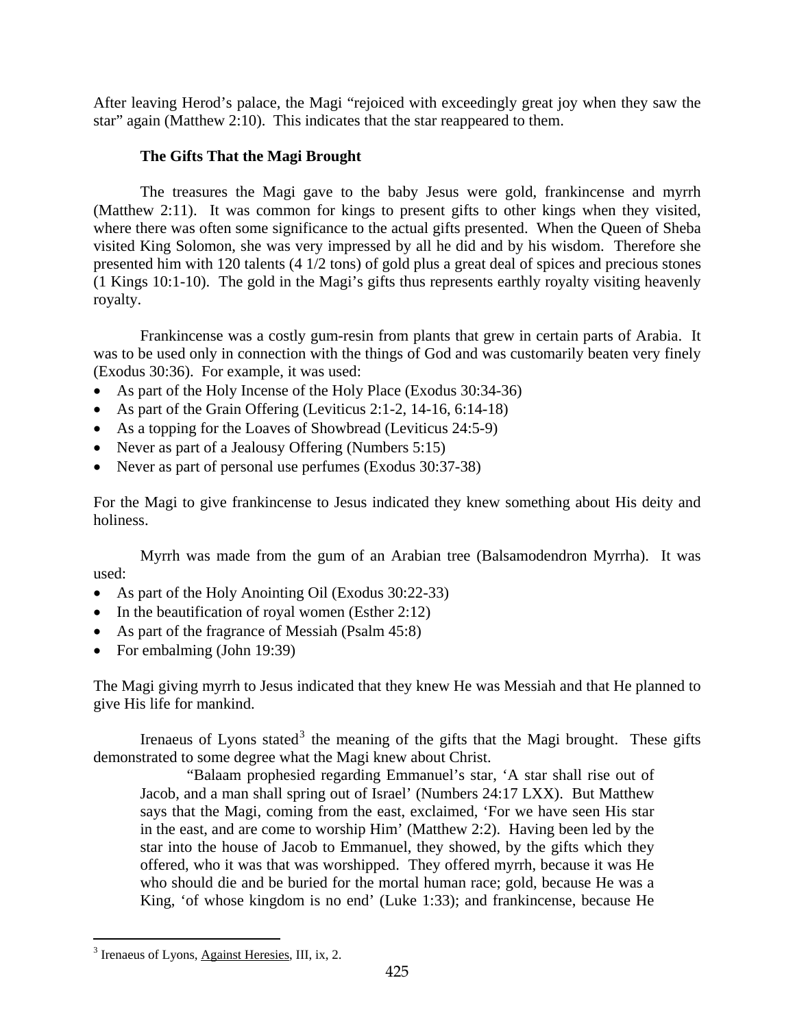After leaving Herod's palace, the Magi "rejoiced with exceedingly great joy when they saw the star" again (Matthew 2:10). This indicates that the star reappeared to them.

### The Gifts That the Magi Brought

The treasures the Magi gave to the baby Jesus were gold, frankincense and myrrh (Matthew 2:11). It was common for kings to present gifts to other kings when they visited, where there was often some significance to the actual gifts presented. When the Queen of Sheba visited King Solomon, she was very impressed by all he did and by his wisdom. Therefore she presented him with 120 talents (4 1/2 tons) of gold plus a great deal of spices and precious stones (1 Kings 10:1-10). The gold in the Magi's gifts thus represents earthly royalty visiting heavenly royalty.

Frankincense was a costly gum-resin from plants that grew in certain parts of Arabia. It was to be used only in connection with the things of God and was customarily beaten very finely (Exodus 30:36). For example, it was used:

- As part of the Holy Incense of the Holy Place (Exodus 30:34-36)
- As part of the Grain Offering (Leviticus 2:1-2, 14-16, 6:14-18)
- As a topping for the Loaves of Showbread (Leviticus 24:5-9)
- Never as part of a Jealousy Offering (Numbers 5:15)
- Never as part of personal use perfumes (Exodus 30:37-38)

For the Magi to give frankincense to Jesus indicated they knew something about His deity and holiness.

Myrrh was made from the gum of an Arabian tree (Balsamodendron Myrrha). It was used:

- As part of the Holy Anointing Oil (Exodus 30:22-33)
- In the beautification of royal women (Esther 2:12)
- As part of the fragrance of Messiah (Psalm 45:8)
- For embalming (John 19:39)

The Magi giving myrrh to Jesus indicated that they knew He was Messiah and that He planned to give His life for mankind.

Irenaeus of Lyons stated[3] the meaning of the gifts that the Magi brought. These gifts demonstrated to some degree what the Magi knew about Christ.

> "Balaam prophesied regarding Emmanuel's star, 'A star shall rise out of Jacob, and a man shall spring out of Israel' (Numbers 24:17 LXX). But Matthew says that the Magi, coming from the east, exclaimed, 'For we have seen His star in the east, and are come to worship Him' (Matthew 2:2). Having been led by the star into the house of Jacob to Emmanuel, they showed, by the gifts which they offered, who it was that was worshipped. They offered myrrh, because it was He who should die and be buried for the mortal human race; gold, because He was a King, 'of whose kingdom is no end' (Luke 1:33); and frankincense, because He

[3] Irenaeus of Lyons, Against Heresies, III, ix, 2.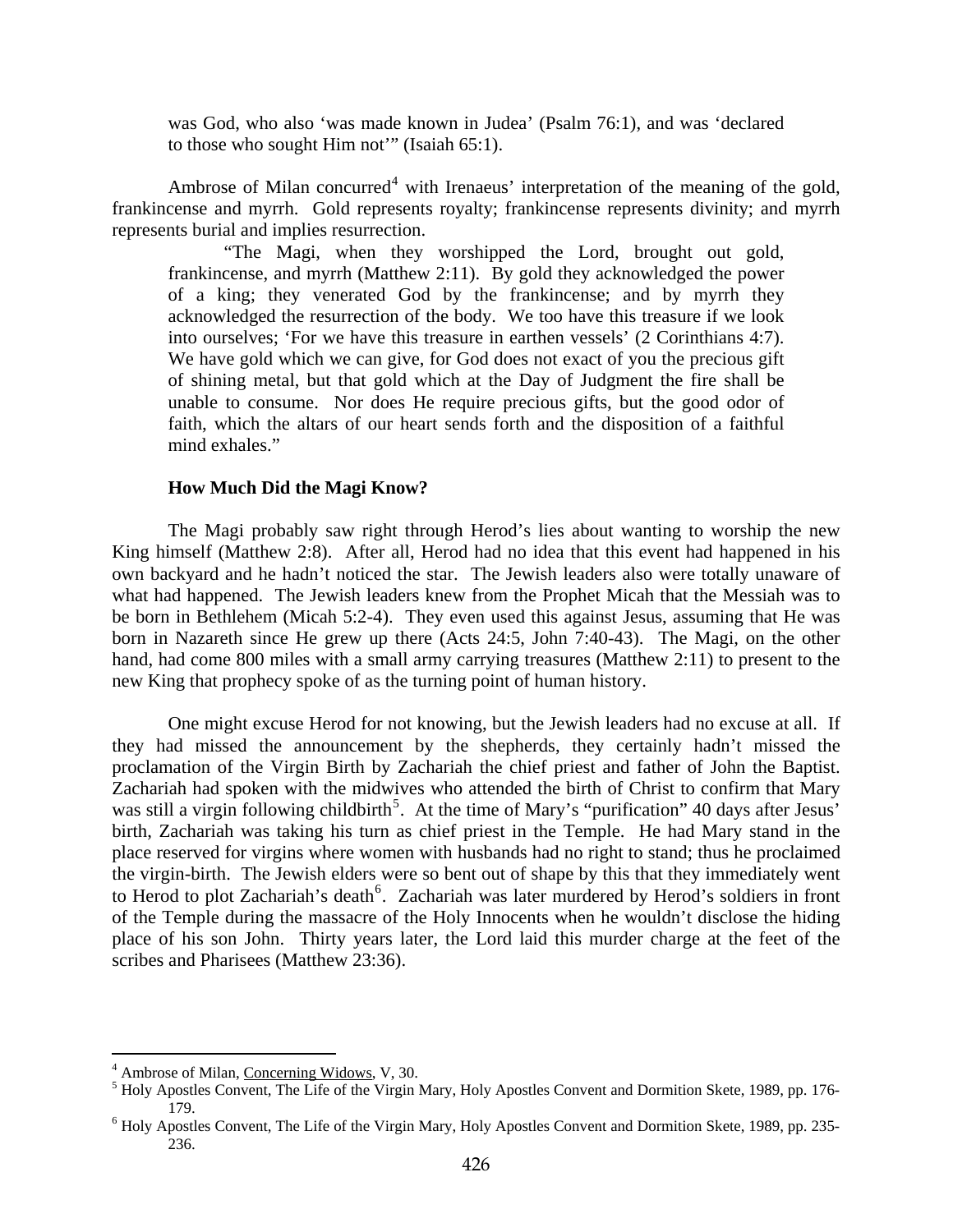> was God, who also 'was made known in Judea' (Psalm 76:1), and was 'declared to those who sought Him not'" (Isaiah 65:1).

Ambrose of Milan concurred[4] with Irenaeus' interpretation of the meaning of the gold, frankincense and myrrh. Gold represents royalty; frankincense represents divinity; and myrrh represents burial and implies resurrection.

> "The Magi, when they worshipped the Lord, brought out gold, frankincense, and myrrh (Matthew 2:11). By gold they acknowledged the power of a king; they venerated God by the frankincense; and by myrrh they acknowledged the resurrection of the body. We too have this treasure if we look into ourselves; 'For we have this treasure in earthen vessels' (2 Corinthians 4:7). We have gold which we can give, for God does not exact of you the precious gift of shining metal, but that gold which at the Day of Judgment the fire shall be unable to consume. Nor does He require precious gifts, but the good odor of faith, which the altars of our heart sends forth and the disposition of a faithful mind exhales."

### How Much Did the Magi Know?

The Magi probably saw right through Herod's lies about wanting to worship the new King himself (Matthew 2:8). After all, Herod had no idea that this event had happened in his own backyard and he hadn't noticed the star. The Jewish leaders also were totally unaware of what had happened. The Jewish leaders knew from the Prophet Micah that the Messiah was to be born in Bethlehem (Micah 5:2-4). They even used this against Jesus, assuming that He was born in Nazareth since He grew up there (Acts 24:5, John 7:40-43). The Magi, on the other hand, had come 800 miles with a small army carrying treasures (Matthew 2:11) to present to the new King that prophecy spoke of as the turning point of human history.

One might excuse Herod for not knowing, but the Jewish leaders had no excuse at all. If they had missed the announcement by the shepherds, they certainly hadn't missed the proclamation of the Virgin Birth by Zachariah the chief priest and father of John the Baptist. Zachariah had spoken with the midwives who attended the birth of Christ to confirm that Mary was still a virgin following childbirth[5]. At the time of Mary's "purification" 40 days after Jesus' birth, Zachariah was taking his turn as chief priest in the Temple. He had Mary stand in the place reserved for virgins where women with husbands had no right to stand; thus he proclaimed the virgin-birth. The Jewish elders were so bent out of shape by this that they immediately went to Herod to plot Zachariah's death[6]. Zachariah was later murdered by Herod's soldiers in front of the Temple during the massacre of the Holy Innocents when he wouldn't disclose the hiding place of his son John. Thirty years later, the Lord laid this murder charge at the feet of the scribes and Pharisees (Matthew 23:36).

---

[4] Ambrose of Milan, Concerning Widows, V, 30.

[5] Holy Apostles Convent, The Life of the Virgin Mary, Holy Apostles Convent and Dormition Skete, 1989, pp. 176-179.

[6] Holy Apostles Convent, The Life of the Virgin Mary, Holy Apostles Convent and Dormition Skete, 1989, pp. 235-236.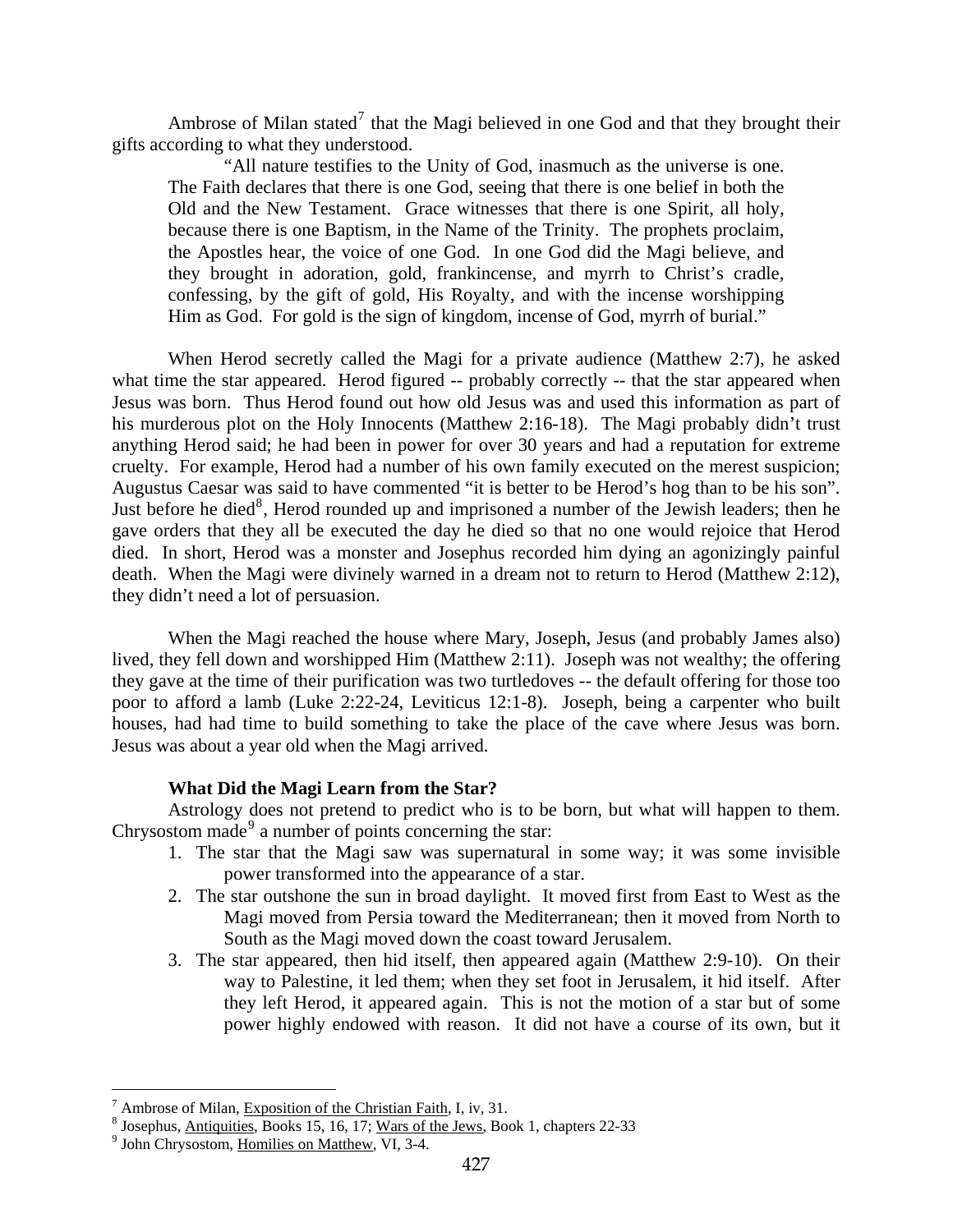Ambrose of Milan stated[7] that the Magi believed in one God and that they brought their gifts according to what they understood.

> "All nature testifies to the Unity of God, inasmuch as the universe is one. The Faith declares that there is one God, seeing that there is one belief in both the Old and the New Testament. Grace witnesses that there is one Spirit, all holy, because there is one Baptism, in the Name of the Trinity. The prophets proclaim, the Apostles hear, the voice of one God. In one God did the Magi believe, and they brought in adoration, gold, frankincense, and myrrh to Christ's cradle, confessing, by the gift of gold, His Royalty, and with the incense worshipping Him as God. For gold is the sign of kingdom, incense of God, myrrh of burial."

When Herod secretly called the Magi for a private audience (Matthew 2:7), he asked what time the star appeared. Herod figured -- probably correctly -- that the star appeared when Jesus was born. Thus Herod found out how old Jesus was and used this information as part of his murderous plot on the Holy Innocents (Matthew 2:16-18). The Magi probably didn't trust anything Herod said; he had been in power for over 30 years and had a reputation for extreme cruelty. For example, Herod had a number of his own family executed on the merest suspicion; Augustus Caesar was said to have commented "it is better to be Herod's hog than to be his son". Just before he died[8], Herod rounded up and imprisoned a number of the Jewish leaders; then he gave orders that they all be executed the day he died so that no one would rejoice that Herod died. In short, Herod was a monster and Josephus recorded him dying an agonizingly painful death. When the Magi were divinely warned in a dream not to return to Herod (Matthew 2:12), they didn't need a lot of persuasion.

When the Magi reached the house where Mary, Joseph, Jesus (and probably James also) lived, they fell down and worshipped Him (Matthew 2:11). Joseph was not wealthy; the offering they gave at the time of their purification was two turtledoves -- the default offering for those too poor to afford a lamb (Luke 2:22-24, Leviticus 12:1-8). Joseph, being a carpenter who built houses, had had time to build something to take the place of the cave where Jesus was born. Jesus was about a year old when the Magi arrived.

**What Did the Magi Learn from the Star?**

Astrology does not pretend to predict who is to be born, but what will happen to them. Chrysostom made[9] a number of points concerning the star:

1. The star that the Magi saw was supernatural in some way; it was some invisible power transformed into the appearance of a star.
2. The star outshone the sun in broad daylight. It moved first from East to West as the Magi moved from Persia toward the Mediterranean; then it moved from North to South as the Magi moved down the coast toward Jerusalem.
3. The star appeared, then hid itself, then appeared again (Matthew 2:9-10). On their way to Palestine, it led them; when they set foot in Jerusalem, it hid itself. After they left Herod, it appeared again. This is not the motion of a star but of some power highly endowed with reason. It did not have a course of its own, but it

---

[7] Ambrose of Milan, Exposition of the Christian Faith, I, iv, 31.

[8] Josephus, Antiquities, Books 15, 16, 17; Wars of the Jews, Book 1, chapters 22-33

[9] John Chrysostom, Homilies on Matthew, VI, 3-4.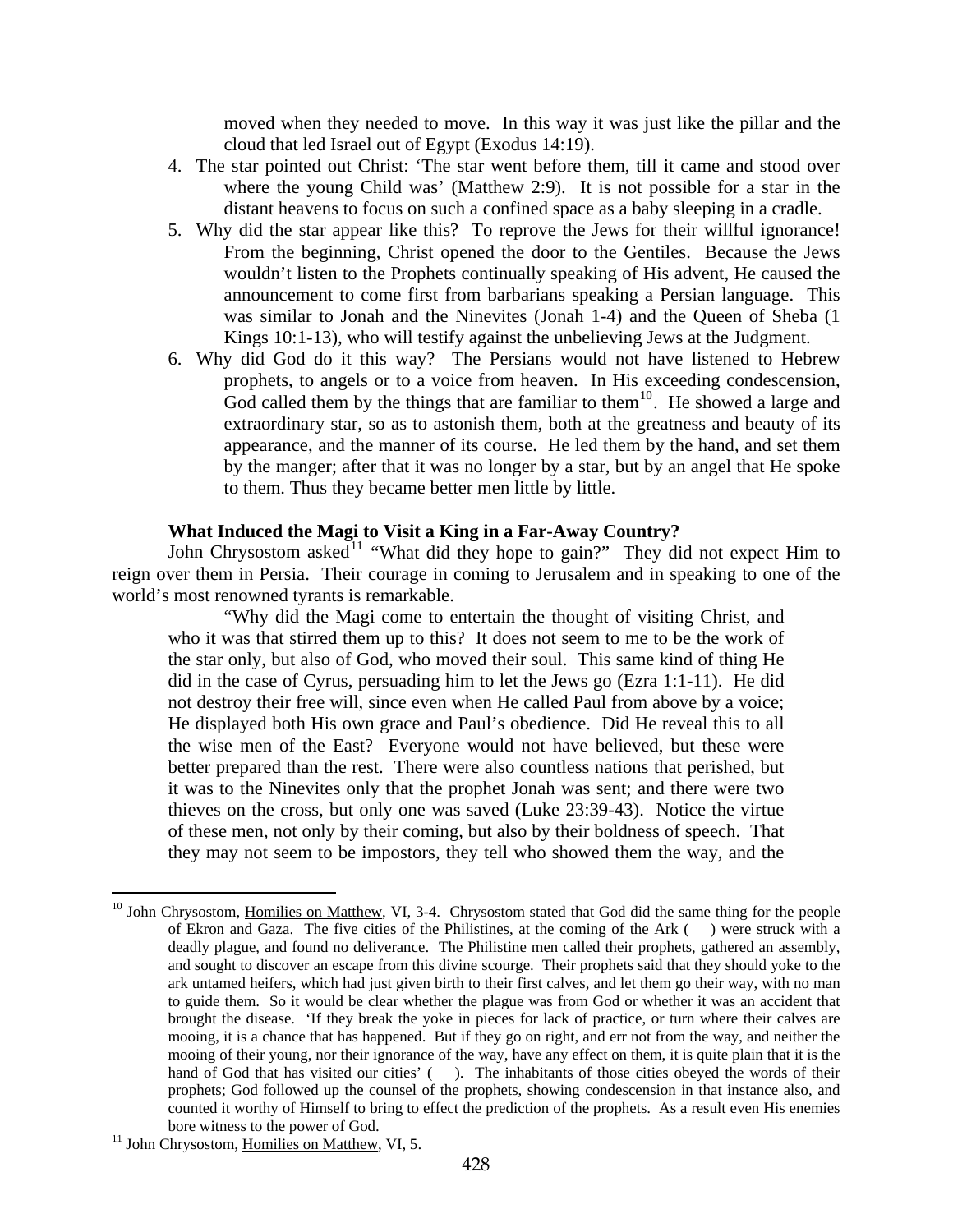moved when they needed to move. In this way it was just like the pillar and the cloud that led Israel out of Egypt (Exodus 14:19).

4. The star pointed out Christ: 'The star went before them, till it came and stood over where the young Child was' (Matthew 2:9). It is not possible for a star in the distant heavens to focus on such a confined space as a baby sleeping in a cradle.
5. Why did the star appear like this? To reprove the Jews for their willful ignorance! From the beginning, Christ opened the door to the Gentiles. Because the Jews wouldn't listen to the Prophets continually speaking of His advent, He caused the announcement to come first from barbarians speaking a Persian language. This was similar to Jonah and the Ninevites (Jonah 1-4) and the Queen of Sheba (1 Kings 10:1-13), who will testify against the unbelieving Jews at the Judgment.
6. Why did God do it this way? The Persians would not have listened to Hebrew prophets, to angels or to a voice from heaven. In His exceeding condescension, God called them by the things that are familiar to them[10]. He showed a large and extraordinary star, so as to astonish them, both at the greatness and beauty of its appearance, and the manner of its course. He led them by the hand, and set them by the manger; after that it was no longer by a star, but by an angel that He spoke to them. Thus they became better men little by little.

**What Induced the Magi to Visit a King in a Far-Away Country?**

John Chrysostom asked[11] "What did they hope to gain?" They did not expect Him to reign over them in Persia. Their courage in coming to Jerusalem and in speaking to one of the world's most renowned tyrants is remarkable.

> "Why did the Magi come to entertain the thought of visiting Christ, and who it was that stirred them up to this? It does not seem to me to be the work of the star only, but also of God, who moved their soul. This same kind of thing He did in the case of Cyrus, persuading him to let the Jews go (Ezra 1:1-11). He did not destroy their free will, since even when He called Paul from above by a voice; He displayed both His own grace and Paul's obedience. Did He reveal this to all the wise men of the East? Everyone would not have believed, but these were better prepared than the rest. There were also countless nations that perished, but it was to the Ninevites only that the prophet Jonah was sent; and there were two thieves on the cross, but only one was saved (Luke 23:39-43). Notice the virtue of these men, not only by their coming, but also by their boldness of speech. That they may not seem to be impostors, they tell who showed them the way, and the

---

[10] John Chrysostom, Homilies on Matthew, VI, 3-4. Chrysostom stated that God did the same thing for the people of Ekron and Gaza. The five cities of the Philistines, at the coming of the Ark ( ) were struck with a deadly plague, and found no deliverance. The Philistine men called their prophets, gathered an assembly, and sought to discover an escape from this divine scourge. Their prophets said that they should yoke to the ark untamed heifers, which had just given birth to their first calves, and let them go their way, with no man to guide them. So it would be clear whether the plague was from God or whether it was an accident that brought the disease. 'If they break the yoke in pieces for lack of practice, or turn where their calves are mooing, it is a chance that has happened. But if they go on right, and err not from the way, and neither the mooing of their young, nor their ignorance of the way, have any effect on them, it is quite plain that it is the hand of God that has visited our cities' ( ). The inhabitants of those cities obeyed the words of their prophets; God followed up the counsel of the prophets, showing condescension in that instance also, and counted it worthy of Himself to bring to effect the prediction of the prophets. As a result even His enemies bore witness to the power of God.

[11] John Chrysostom, Homilies on Matthew, VI, 5.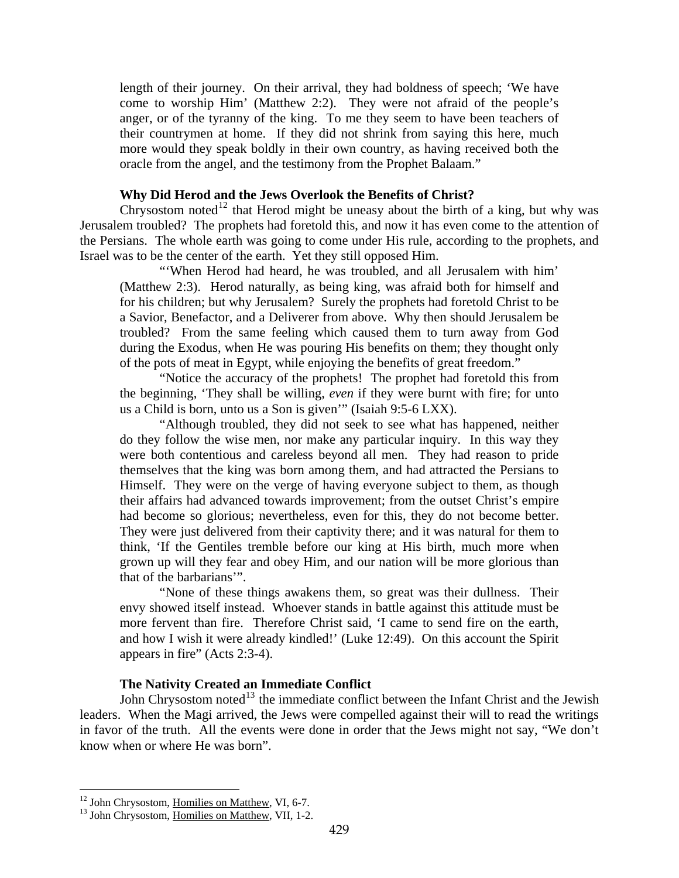length of their journey. On their arrival, they had boldness of speech; 'We have come to worship Him' (Matthew 2:2). They were not afraid of the people's anger, or of the tyranny of the king. To me they seem to have been teachers of their countrymen at home. If they did not shrink from saying this here, much more would they speak boldly in their own country, as having received both the oracle from the angel, and the testimony from the Prophet Balaam."

### Why Did Herod and the Jews Overlook the Benefits of Christ?

Chrysostom noted[12] that Herod might be uneasy about the birth of a king, but why was Jerusalem troubled? The prophets had foretold this, and now it has even come to the attention of the Persians. The whole earth was going to come under His rule, according to the prophets, and Israel was to be the center of the earth. Yet they still opposed Him.

> "'When Herod had heard, he was troubled, and all Jerusalem with him' (Matthew 2:3). Herod naturally, as being king, was afraid both for himself and for his children; but why Jerusalem? Surely the prophets had foretold Christ to be a Savior, Benefactor, and a Deliverer from above. Why then should Jerusalem be troubled? From the same feeling which caused them to turn away from God during the Exodus, when He was pouring His benefits on them; they thought only of the pots of meat in Egypt, while enjoying the benefits of great freedom."
>
> "Notice the accuracy of the prophets! The prophet had foretold this from the beginning, 'They shall be willing, *even* if they were burnt with fire; for unto us a Child is born, unto us a Son is given'" (Isaiah 9:5-6 LXX).
>
> "Although troubled, they did not seek to see what has happened, neither do they follow the wise men, nor make any particular inquiry. In this way they were both contentious and careless beyond all men. They had reason to pride themselves that the king was born among them, and had attracted the Persians to Himself. They were on the verge of having everyone subject to them, as though their affairs had advanced towards improvement; from the outset Christ's empire had become so glorious; nevertheless, even for this, they do not become better. They were just delivered from their captivity there; and it was natural for them to think, 'If the Gentiles tremble before our king at His birth, much more when grown up will they fear and obey Him, and our nation will be more glorious than that of the barbarians'".
>
> "None of these things awakens them, so great was their dullness. Their envy showed itself instead. Whoever stands in battle against this attitude must be more fervent than fire. Therefore Christ said, 'I came to send fire on the earth, and how I wish it were already kindled!' (Luke 12:49). On this account the Spirit appears in fire" (Acts 2:3-4).

### The Nativity Created an Immediate Conflict

John Chrysostom noted[13] the immediate conflict between the Infant Christ and the Jewish leaders. When the Magi arrived, the Jews were compelled against their will to read the writings in favor of the truth. All the events were done in order that the Jews might not say, "We don't know when or where He was born".

---

[12] John Chrysostom, Homilies on Matthew, VI, 6-7.

[13] John Chrysostom, Homilies on Matthew, VII, 1-2.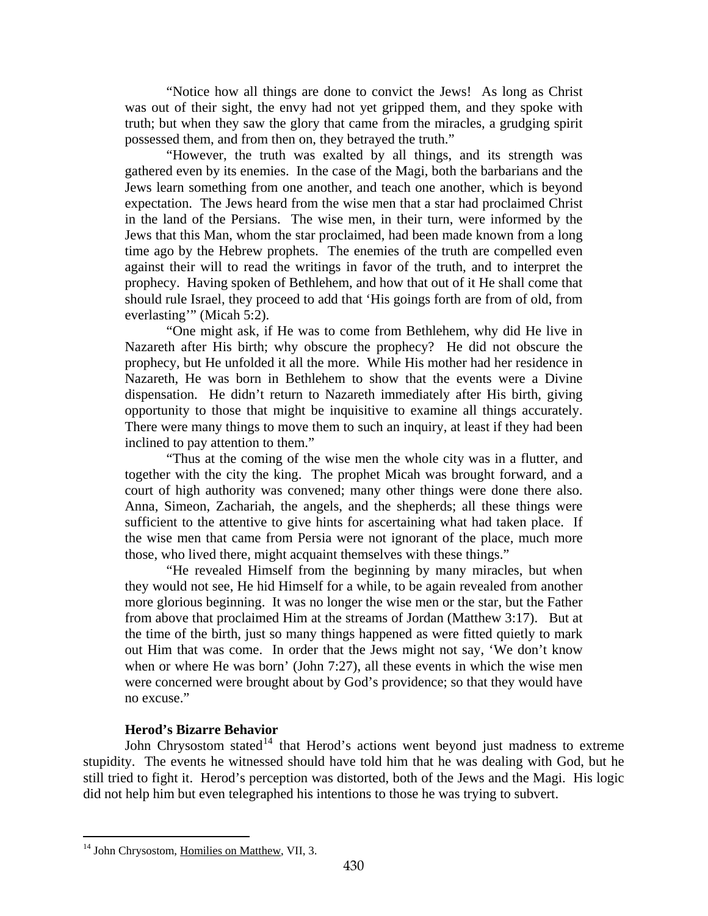"Notice how all things are done to convict the Jews! As long as Christ was out of their sight, the envy had not yet gripped them, and they spoke with truth; but when they saw the glory that came from the miracles, a grudging spirit possessed them, and from then on, they betrayed the truth."

"However, the truth was exalted by all things, and its strength was gathered even by its enemies. In the case of the Magi, both the barbarians and the Jews learn something from one another, and teach one another, which is beyond expectation. The Jews heard from the wise men that a star had proclaimed Christ in the land of the Persians. The wise men, in their turn, were informed by the Jews that this Man, whom the star proclaimed, had been made known from a long time ago by the Hebrew prophets. The enemies of the truth are compelled even against their will to read the writings in favor of the truth, and to interpret the prophecy. Having spoken of Bethlehem, and how that out of it He shall come that should rule Israel, they proceed to add that 'His goings forth are from of old, from everlasting'" (Micah 5:2).

"One might ask, if He was to come from Bethlehem, why did He live in Nazareth after His birth; why obscure the prophecy? He did not obscure the prophecy, but He unfolded it all the more. While His mother had her residence in Nazareth, He was born in Bethlehem to show that the events were a Divine dispensation. He didn't return to Nazareth immediately after His birth, giving opportunity to those that might be inquisitive to examine all things accurately. There were many things to move them to such an inquiry, at least if they had been inclined to pay attention to them."

"Thus at the coming of the wise men the whole city was in a flutter, and together with the city the king. The prophet Micah was brought forward, and a court of high authority was convened; many other things were done there also. Anna, Simeon, Zachariah, the angels, and the shepherds; all these things were sufficient to the attentive to give hints for ascertaining what had taken place. If the wise men that came from Persia were not ignorant of the place, much more those, who lived there, might acquaint themselves with these things."

"He revealed Himself from the beginning by many miracles, but when they would not see, He hid Himself for a while, to be again revealed from another more glorious beginning. It was no longer the wise men or the star, but the Father from above that proclaimed Him at the streams of Jordan (Matthew 3:17). But at the time of the birth, just so many things happened as were fitted quietly to mark out Him that was come. In order that the Jews might not say, 'We don't know when or where He was born' (John 7:27), all these events in which the wise men were concerned were brought about by God's providence; so that they would have no excuse."

### Herod's Bizarre Behavior

John Chrysostom stated[14] that Herod's actions went beyond just madness to extreme stupidity. The events he witnessed should have told him that he was dealing with God, but he still tried to fight it. Herod's perception was distorted, both of the Jews and the Magi. His logic did not help him but even telegraphed his intentions to those he was trying to subvert.

---

[14] John Chrysostom, Homilies on Matthew, VII, 3.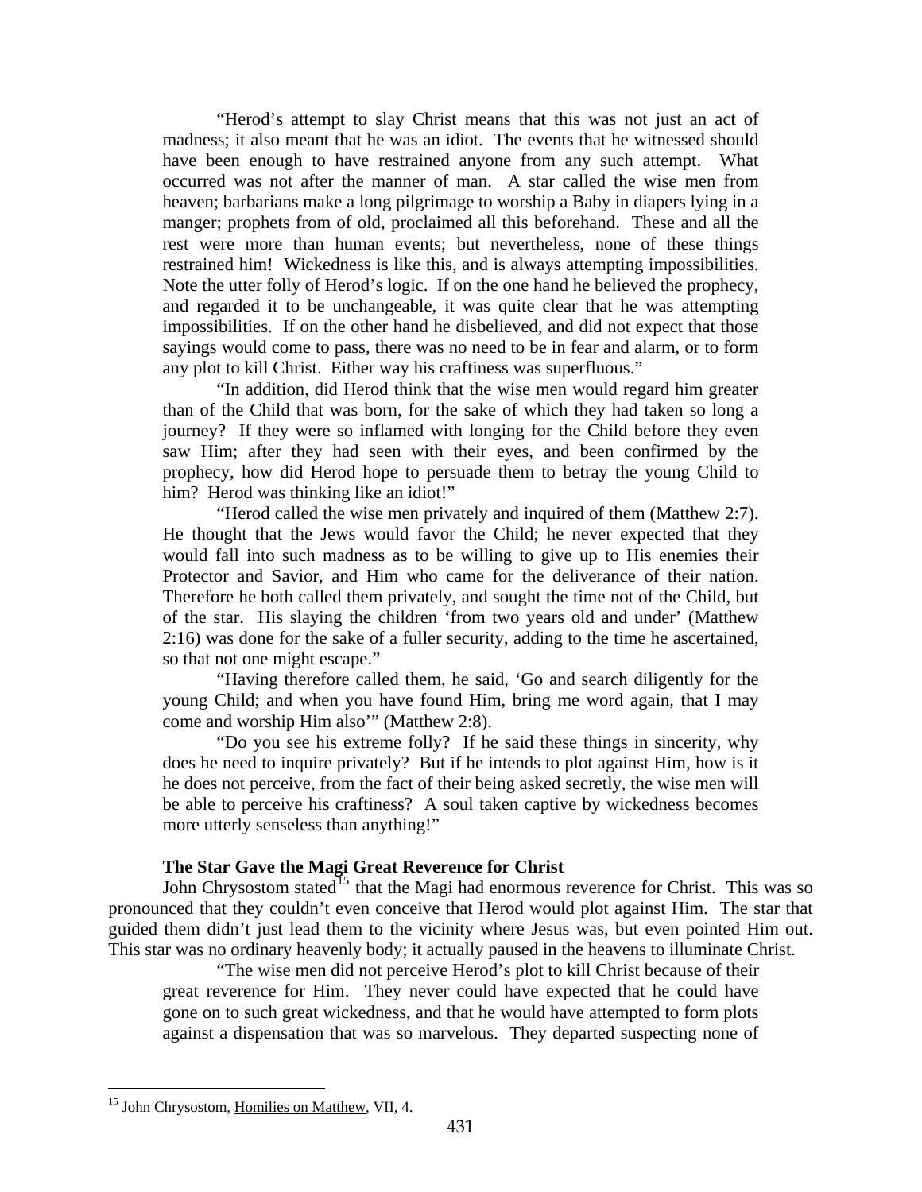"Herod's attempt to slay Christ means that this was not just an act of madness; it also meant that he was an idiot. The events that he witnessed should have been enough to have restrained anyone from any such attempt. What occurred was not after the manner of man. A star called the wise men from heaven; barbarians make a long pilgrimage to worship a Baby in diapers lying in a manger; prophets from of old, proclaimed all this beforehand. These and all the rest were more than human events; but nevertheless, none of these things restrained him! Wickedness is like this, and is always attempting impossibilities. Note the utter folly of Herod's logic. If on the one hand he believed the prophecy, and regarded it to be unchangeable, it was quite clear that he was attempting impossibilities. If on the other hand he disbelieved, and did not expect that those sayings would come to pass, there was no need to be in fear and alarm, or to form any plot to kill Christ. Either way his craftiness was superfluous."

"In addition, did Herod think that the wise men would regard him greater than of the Child that was born, for the sake of which they had taken so long a journey? If they were so inflamed with longing for the Child before they even saw Him; after they had seen with their eyes, and been confirmed by the prophecy, how did Herod hope to persuade them to betray the young Child to him? Herod was thinking like an idiot!"

"Herod called the wise men privately and inquired of them (Matthew 2:7). He thought that the Jews would favor the Child; he never expected that they would fall into such madness as to be willing to give up to His enemies their Protector and Savior, and Him who came for the deliverance of their nation. Therefore he both called them privately, and sought the time not of the Child, but of the star. His slaying the children 'from two years old and under' (Matthew 2:16) was done for the sake of a fuller security, adding to the time he ascertained, so that not one might escape."

"Having therefore called them, he said, 'Go and search diligently for the young Child; and when you have found Him, bring me word again, that I may come and worship Him also'" (Matthew 2:8).

"Do you see his extreme folly? If he said these things in sincerity, why does he need to inquire privately? But if he intends to plot against Him, how is it he does not perceive, from the fact of their being asked secretly, the wise men will be able to perceive his craftiness? A soul taken captive by wickedness becomes more utterly senseless than anything!"

**The Star Gave the Magi Great Reverence for Christ**

John Chrysostom stated[15] that the Magi had enormous reverence for Christ. This was so pronounced that they couldn't even conceive that Herod would plot against Him. The star that guided them didn't just lead them to the vicinity where Jesus was, but even pointed Him out. This star was no ordinary heavenly body; it actually paused in the heavens to illuminate Christ.

"The wise men did not perceive Herod's plot to kill Christ because of their great reverence for Him. They never could have expected that he could have gone on to such great wickedness, and that he would have attempted to form plots against a dispensation that was so marvelous. They departed suspecting none of

[15] John Chrysostom, Homilies on Matthew, VII, 4.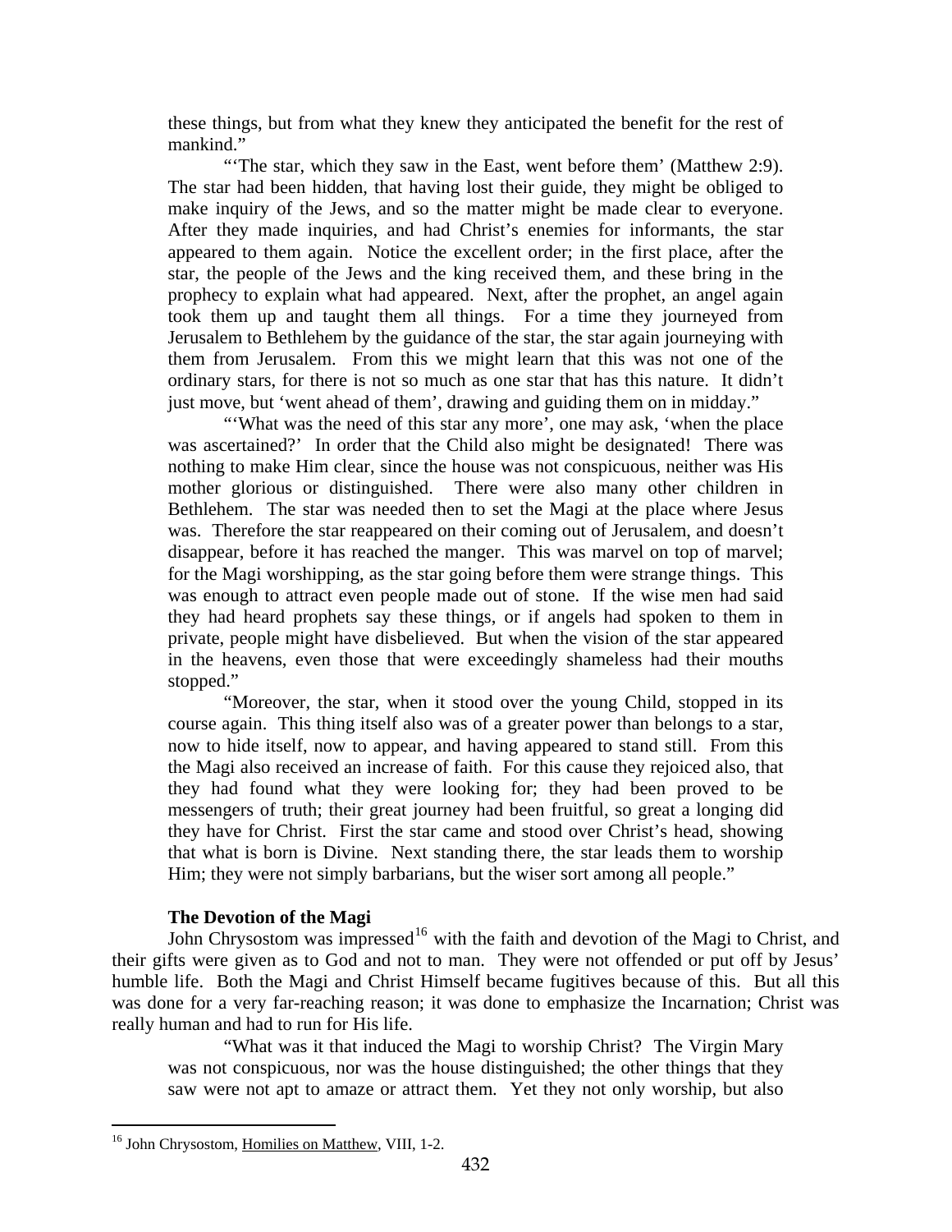these things, but from what they knew they anticipated the benefit for the rest of mankind."

"'The star, which they saw in the East, went before them' (Matthew 2:9). The star had been hidden, that having lost their guide, they might be obliged to make inquiry of the Jews, and so the matter might be made clear to everyone. After they made inquiries, and had Christ's enemies for informants, the star appeared to them again. Notice the excellent order; in the first place, after the star, the people of the Jews and the king received them, and these bring in the prophecy to explain what had appeared. Next, after the prophet, an angel again took them up and taught them all things. For a time they journeyed from Jerusalem to Bethlehem by the guidance of the star, the star again journeying with them from Jerusalem. From this we might learn that this was not one of the ordinary stars, for there is not so much as one star that has this nature. It didn't just move, but 'went ahead of them', drawing and guiding them on in midday."

"'What was the need of this star any more', one may ask, 'when the place was ascertained?' In order that the Child also might be designated! There was nothing to make Him clear, since the house was not conspicuous, neither was His mother glorious or distinguished. There were also many other children in Bethlehem. The star was needed then to set the Magi at the place where Jesus was. Therefore the star reappeared on their coming out of Jerusalem, and doesn't disappear, before it has reached the manger. This was marvel on top of marvel; for the Magi worshipping, as the star going before them were strange things. This was enough to attract even people made out of stone. If the wise men had said they had heard prophets say these things, or if angels had spoken to them in private, people might have disbelieved. But when the vision of the star appeared in the heavens, even those that were exceedingly shameless had their mouths stopped."

"Moreover, the star, when it stood over the young Child, stopped in its course again. This thing itself also was of a greater power than belongs to a star, now to hide itself, now to appear, and having appeared to stand still. From this the Magi also received an increase of faith. For this cause they rejoiced also, that they had found what they were looking for; they had been proved to be messengers of truth; their great journey had been fruitful, so great a longing did they have for Christ. First the star came and stood over Christ's head, showing that what is born is Divine. Next standing there, the star leads them to worship Him; they were not simply barbarians, but the wiser sort among all people."

### The Devotion of the Magi

John Chrysostom was impressed[16] with the faith and devotion of the Magi to Christ, and their gifts were given as to God and not to man. They were not offended or put off by Jesus' humble life. Both the Magi and Christ Himself became fugitives because of this. But all this was done for a very far-reaching reason; it was done to emphasize the Incarnation; Christ was really human and had to run for His life.

"What was it that induced the Magi to worship Christ? The Virgin Mary was not conspicuous, nor was the house distinguished; the other things that they saw were not apt to amaze or attract them. Yet they not only worship, but also

[16] John Chrysostom, Homilies on Matthew, VIII, 1-2.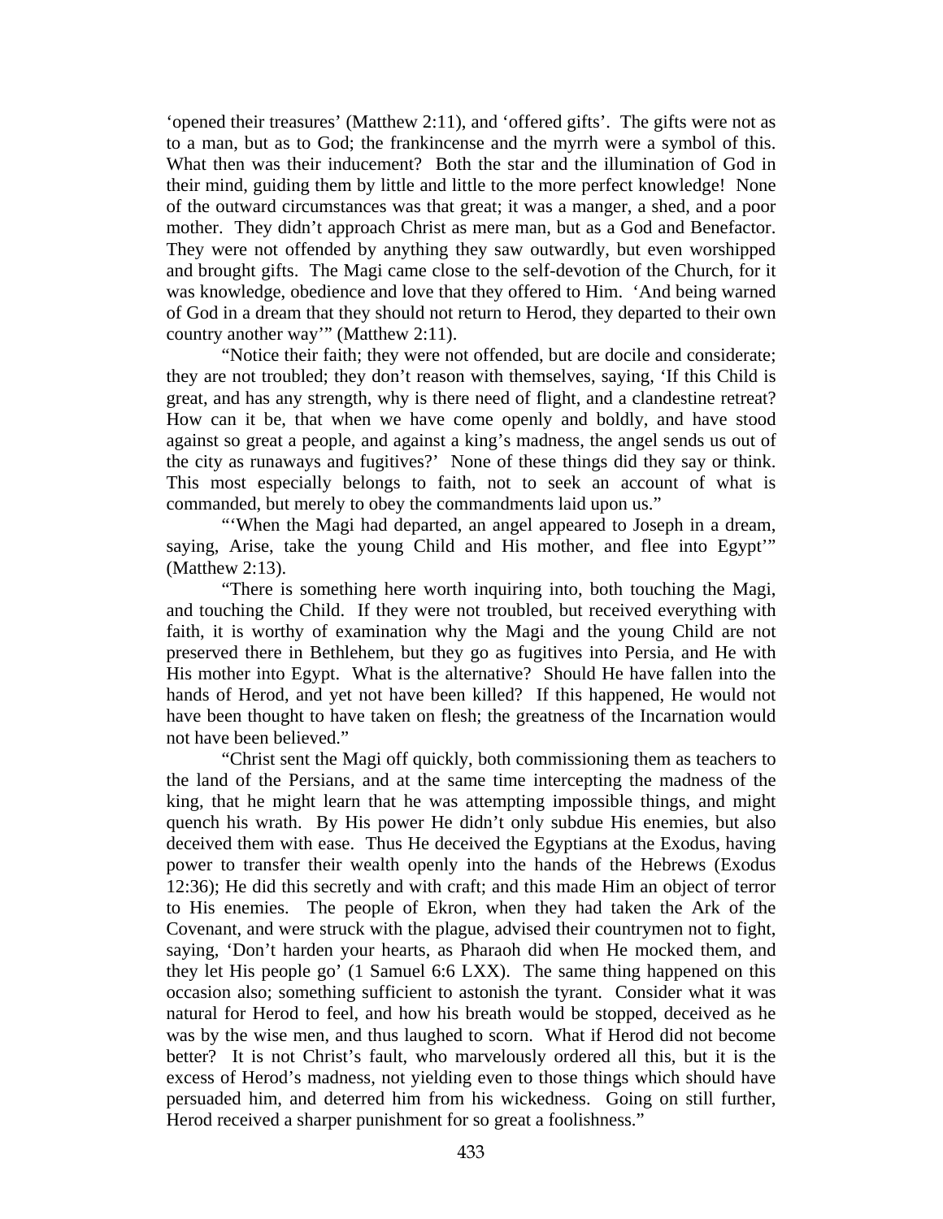'opened their treasures' (Matthew 2:11), and 'offered gifts'. The gifts were not as to a man, but as to God; the frankincense and the myrrh were a symbol of this. What then was their inducement? Both the star and the illumination of God in their mind, guiding them by little and little to the more perfect knowledge! None of the outward circumstances was that great; it was a manger, a shed, and a poor mother. They didn't approach Christ as mere man, but as a God and Benefactor. They were not offended by anything they saw outwardly, but even worshipped and brought gifts. The Magi came close to the self-devotion of the Church, for it was knowledge, obedience and love that they offered to Him. 'And being warned of God in a dream that they should not return to Herod, they departed to their own country another way'" (Matthew 2:11).

"Notice their faith; they were not offended, but are docile and considerate; they are not troubled; they don't reason with themselves, saying, 'If this Child is great, and has any strength, why is there need of flight, and a clandestine retreat? How can it be, that when we have come openly and boldly, and have stood against so great a people, and against a king's madness, the angel sends us out of the city as runaways and fugitives?' None of these things did they say or think. This most especially belongs to faith, not to seek an account of what is commanded, but merely to obey the commandments laid upon us."

"'When the Magi had departed, an angel appeared to Joseph in a dream, saying, Arise, take the young Child and His mother, and flee into Egypt'" (Matthew 2:13).

"There is something here worth inquiring into, both touching the Magi, and touching the Child. If they were not troubled, but received everything with faith, it is worthy of examination why the Magi and the young Child are not preserved there in Bethlehem, but they go as fugitives into Persia, and He with His mother into Egypt. What is the alternative? Should He have fallen into the hands of Herod, and yet not have been killed? If this happened, He would not have been thought to have taken on flesh; the greatness of the Incarnation would not have been believed."

"Christ sent the Magi off quickly, both commissioning them as teachers to the land of the Persians, and at the same time intercepting the madness of the king, that he might learn that he was attempting impossible things, and might quench his wrath. By His power He didn't only subdue His enemies, but also deceived them with ease. Thus He deceived the Egyptians at the Exodus, having power to transfer their wealth openly into the hands of the Hebrews (Exodus 12:36); He did this secretly and with craft; and this made Him an object of terror to His enemies. The people of Ekron, when they had taken the Ark of the Covenant, and were struck with the plague, advised their countrymen not to fight, saying, 'Don't harden your hearts, as Pharaoh did when He mocked them, and they let His people go' (1 Samuel 6:6 LXX). The same thing happened on this occasion also; something sufficient to astonish the tyrant. Consider what it was natural for Herod to feel, and how his breath would be stopped, deceived as he was by the wise men, and thus laughed to scorn. What if Herod did not become better? It is not Christ's fault, who marvelously ordered all this, but it is the excess of Herod's madness, not yielding even to those things which should have persuaded him, and deterred him from his wickedness. Going on still further, Herod received a sharper punishment for so great a foolishness."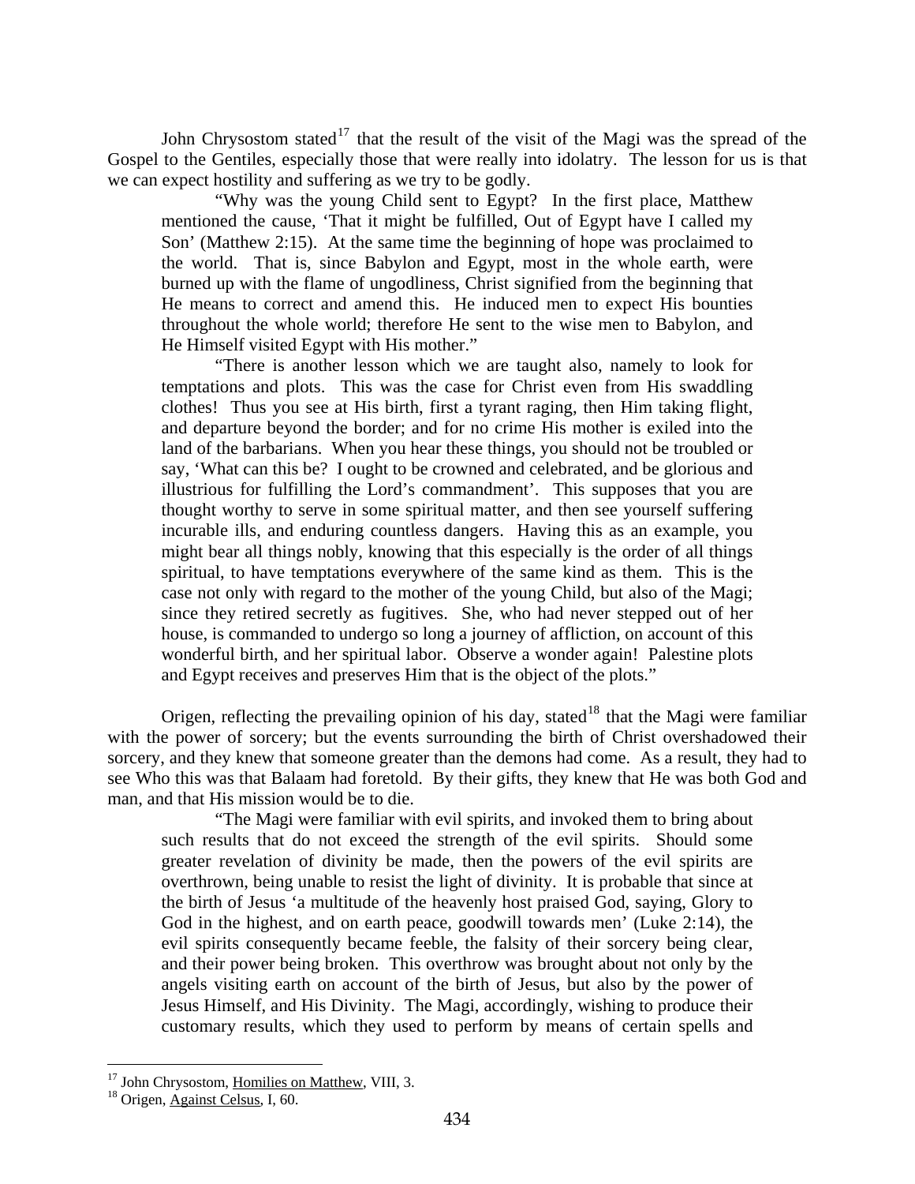John Chrysostom stated[17] that the result of the visit of the Magi was the spread of the Gospel to the Gentiles, especially those that were really into idolatry. The lesson for us is that we can expect hostility and suffering as we try to be godly.

> "Why was the young Child sent to Egypt? In the first place, Matthew mentioned the cause, 'That it might be fulfilled, Out of Egypt have I called my Son' (Matthew 2:15). At the same time the beginning of hope was proclaimed to the world. That is, since Babylon and Egypt, most in the whole earth, were burned up with the flame of ungodliness, Christ signified from the beginning that He means to correct and amend this. He induced men to expect His bounties throughout the whole world; therefore He sent to the wise men to Babylon, and He Himself visited Egypt with His mother."
>
> "There is another lesson which we are taught also, namely to look for temptations and plots. This was the case for Christ even from His swaddling clothes! Thus you see at His birth, first a tyrant raging, then Him taking flight, and departure beyond the border; and for no crime His mother is exiled into the land of the barbarians. When you hear these things, you should not be troubled or say, 'What can this be? I ought to be crowned and celebrated, and be glorious and illustrious for fulfilling the Lord's commandment'. This supposes that you are thought worthy to serve in some spiritual matter, and then see yourself suffering incurable ills, and enduring countless dangers. Having this as an example, you might bear all things nobly, knowing that this especially is the order of all things spiritual, to have temptations everywhere of the same kind as them. This is the case not only with regard to the mother of the young Child, but also of the Magi; since they retired secretly as fugitives. She, who had never stepped out of her house, is commanded to undergo so long a journey of affliction, on account of this wonderful birth, and her spiritual labor. Observe a wonder again! Palestine plots and Egypt receives and preserves Him that is the object of the plots."

Origen, reflecting the prevailing opinion of his day, stated[18] that the Magi were familiar with the power of sorcery; but the events surrounding the birth of Christ overshadowed their sorcery, and they knew that someone greater than the demons had come. As a result, they had to see Who this was that Balaam had foretold. By their gifts, they knew that He was both God and man, and that His mission would be to die.

> "The Magi were familiar with evil spirits, and invoked them to bring about such results that do not exceed the strength of the evil spirits. Should some greater revelation of divinity be made, then the powers of the evil spirits are overthrown, being unable to resist the light of divinity. It is probable that since at the birth of Jesus 'a multitude of the heavenly host praised God, saying, Glory to God in the highest, and on earth peace, goodwill towards men' (Luke 2:14), the evil spirits consequently became feeble, the falsity of their sorcery being clear, and their power being broken. This overthrow was brought about not only by the angels visiting earth on account of the birth of Jesus, but also by the power of Jesus Himself, and His Divinity. The Magi, accordingly, wishing to produce their customary results, which they used to perform by means of certain spells and

---

[17] John Chrysostom, Homilies on Matthew, VIII, 3.

[18] Origen, Against Celsus, I, 60.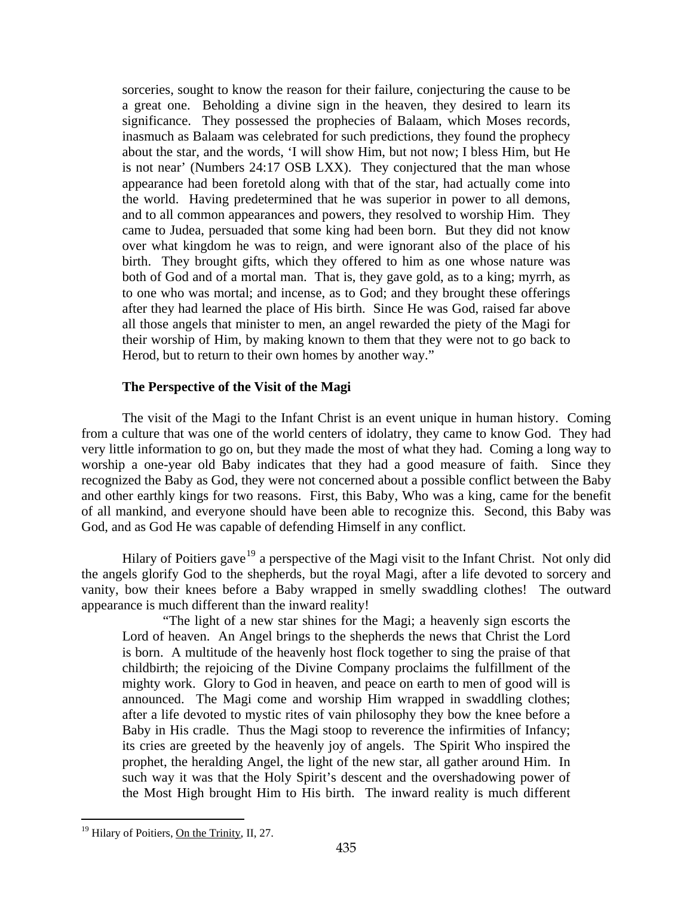sorceries, sought to know the reason for their failure, conjecturing the cause to be a great one. Beholding a divine sign in the heaven, they desired to learn its significance. They possessed the prophecies of Balaam, which Moses records, inasmuch as Balaam was celebrated for such predictions, they found the prophecy about the star, and the words, 'I will show Him, but not now; I bless Him, but He is not near' (Numbers 24:17 OSB LXX). They conjectured that the man whose appearance had been foretold along with that of the star, had actually come into the world. Having predetermined that he was superior in power to all demons, and to all common appearances and powers, they resolved to worship Him. They came to Judea, persuaded that some king had been born. But they did not know over what kingdom he was to reign, and were ignorant also of the place of his birth. They brought gifts, which they offered to him as one whose nature was both of God and of a mortal man. That is, they gave gold, as to a king; myrrh, as to one who was mortal; and incense, as to God; and they brought these offerings after they had learned the place of His birth. Since He was God, raised far above all those angels that minister to men, an angel rewarded the piety of the Magi for their worship of Him, by making known to them that they were not to go back to Herod, but to return to their own homes by another way."

### The Perspective of the Visit of the Magi

The visit of the Magi to the Infant Christ is an event unique in human history. Coming from a culture that was one of the world centers of idolatry, they came to know God. They had very little information to go on, but they made the most of what they had. Coming a long way to worship a one-year old Baby indicates that they had a good measure of faith. Since they recognized the Baby as God, they were not concerned about a possible conflict between the Baby and other earthly kings for two reasons. First, this Baby, Who was a king, came for the benefit of all mankind, and everyone should have been able to recognize this. Second, this Baby was God, and as God He was capable of defending Himself in any conflict.

Hilary of Poitiers gave[19] a perspective of the Magi visit to the Infant Christ. Not only did the angels glorify God to the shepherds, but the royal Magi, after a life devoted to sorcery and vanity, bow their knees before a Baby wrapped in smelly swaddling clothes! The outward appearance is much different than the inward reality!

> "The light of a new star shines for the Magi; a heavenly sign escorts the Lord of heaven. An Angel brings to the shepherds the news that Christ the Lord is born. A multitude of the heavenly host flock together to sing the praise of that childbirth; the rejoicing of the Divine Company proclaims the fulfillment of the mighty work. Glory to God in heaven, and peace on earth to men of good will is announced. The Magi come and worship Him wrapped in swaddling clothes; after a life devoted to mystic rites of vain philosophy they bow the knee before a Baby in His cradle. Thus the Magi stoop to reverence the infirmities of Infancy; its cries are greeted by the heavenly joy of angels. The Spirit Who inspired the prophet, the heralding Angel, the light of the new star, all gather around Him. In such way it was that the Holy Spirit's descent and the overshadowing power of the Most High brought Him to His birth. The inward reality is much different

[19] Hilary of Poitiers, On the Trinity, II, 27.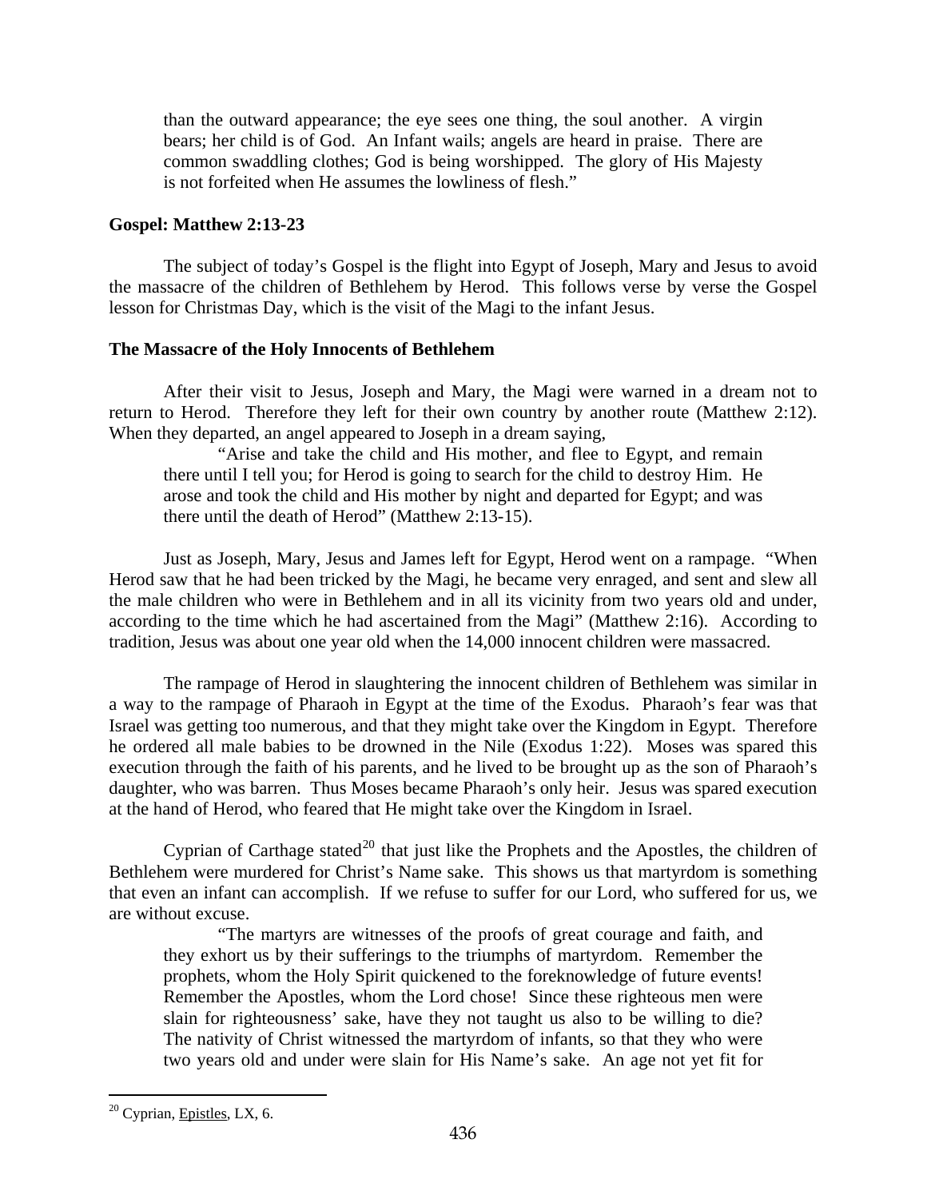than the outward appearance; the eye sees one thing, the soul another. A virgin bears; her child is of God. An Infant wails; angels are heard in praise. There are common swaddling clothes; God is being worshipped. The glory of His Majesty is not forfeited when He assumes the lowliness of flesh."

**Gospel: Matthew 2:13-23**

The subject of today's Gospel is the flight into Egypt of Joseph, Mary and Jesus to avoid the massacre of the children of Bethlehem by Herod. This follows verse by verse the Gospel lesson for Christmas Day, which is the visit of the Magi to the infant Jesus.

**The Massacre of the Holy Innocents of Bethlehem**

After their visit to Jesus, Joseph and Mary, the Magi were warned in a dream not to return to Herod. Therefore they left for their own country by another route (Matthew 2:12). When they departed, an angel appeared to Joseph in a dream saying,

> "Arise and take the child and His mother, and flee to Egypt, and remain there until I tell you; for Herod is going to search for the child to destroy Him. He arose and took the child and His mother by night and departed for Egypt; and was there until the death of Herod" (Matthew 2:13-15).

Just as Joseph, Mary, Jesus and James left for Egypt, Herod went on a rampage. "When Herod saw that he had been tricked by the Magi, he became very enraged, and sent and slew all the male children who were in Bethlehem and in all its vicinity from two years old and under, according to the time which he had ascertained from the Magi" (Matthew 2:16). According to tradition, Jesus was about one year old when the 14,000 innocent children were massacred.

The rampage of Herod in slaughtering the innocent children of Bethlehem was similar in a way to the rampage of Pharaoh in Egypt at the time of the Exodus. Pharaoh's fear was that Israel was getting too numerous, and that they might take over the Kingdom in Egypt. Therefore he ordered all male babies to be drowned in the Nile (Exodus 1:22). Moses was spared this execution through the faith of his parents, and he lived to be brought up as the son of Pharaoh's daughter, who was barren. Thus Moses became Pharaoh's only heir. Jesus was spared execution at the hand of Herod, who feared that He might take over the Kingdom in Israel.

Cyprian of Carthage stated[20] that just like the Prophets and the Apostles, the children of Bethlehem were murdered for Christ's Name sake. This shows us that martyrdom is something that even an infant can accomplish. If we refuse to suffer for our Lord, who suffered for us, we are without excuse.

> "The martyrs are witnesses of the proofs of great courage and faith, and they exhort us by their sufferings to the triumphs of martyrdom. Remember the prophets, whom the Holy Spirit quickened to the foreknowledge of future events! Remember the Apostles, whom the Lord chose! Since these righteous men were slain for righteousness' sake, have they not taught us also to be willing to die? The nativity of Christ witnessed the martyrdom of infants, so that they who were two years old and under were slain for His Name's sake. An age not yet fit for

[20] Cyprian, Epistles, LX, 6.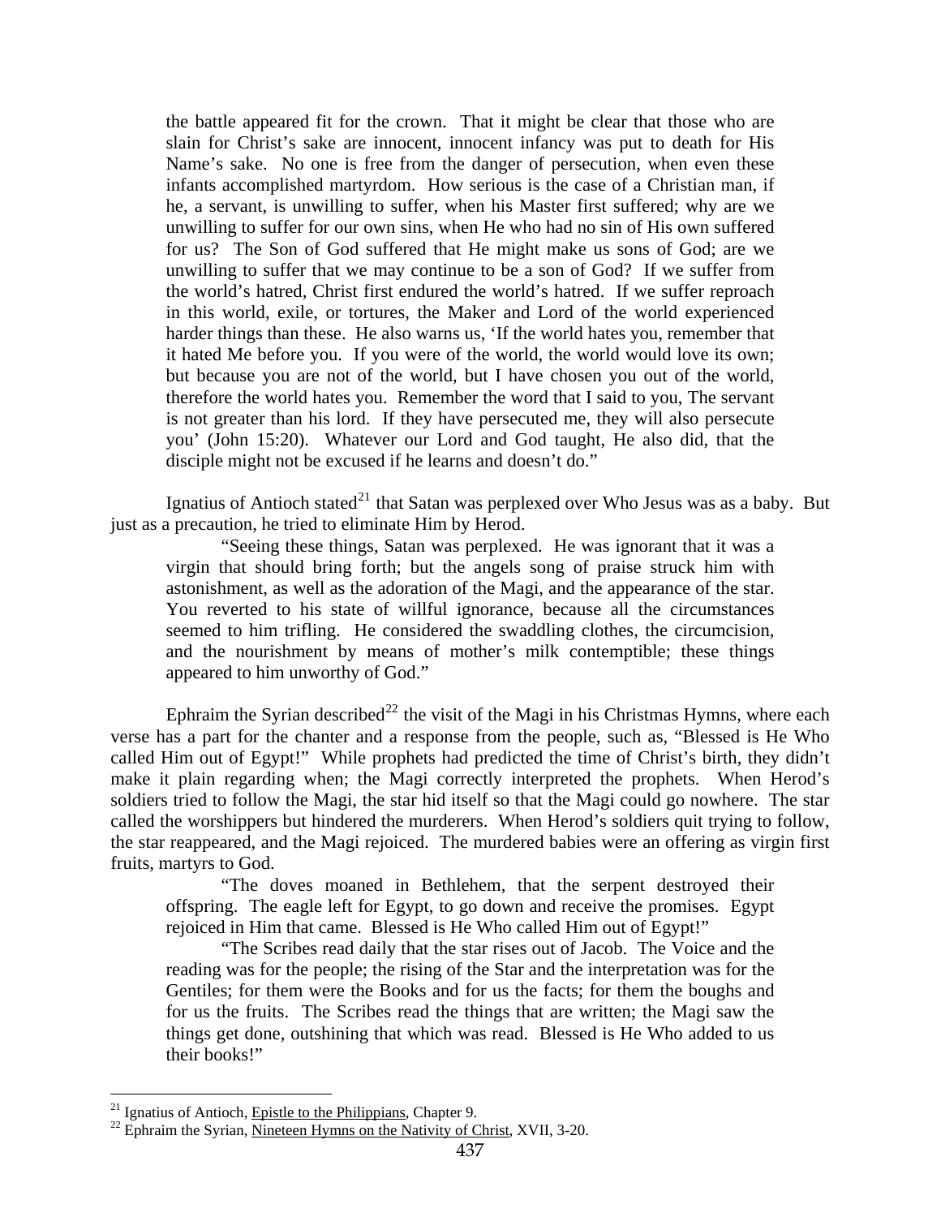> the battle appeared fit for the crown. That it might be clear that those who are slain for Christ's sake are innocent, innocent infancy was put to death for His Name's sake. No one is free from the danger of persecution, when even these infants accomplished martyrdom. How serious is the case of a Christian man, if he, a servant, is unwilling to suffer, when his Master first suffered; why are we unwilling to suffer for our own sins, when He who had no sin of His own suffered for us? The Son of God suffered that He might make us sons of God; are we unwilling to suffer that we may continue to be a son of God? If we suffer from the world's hatred, Christ first endured the world's hatred. If we suffer reproach in this world, exile, or tortures, the Maker and Lord of the world experienced harder things than these. He also warns us, 'If the world hates you, remember that it hated Me before you. If you were of the world, the world would love its own; but because you are not of the world, but I have chosen you out of the world, therefore the world hates you. Remember the word that I said to you, The servant is not greater than his lord. If they have persecuted me, they will also persecute you' (John 15:20). Whatever our Lord and God taught, He also did, that the disciple might not be excused if he learns and doesn't do."

Ignatius of Antioch stated[21] that Satan was perplexed over Who Jesus was as a baby. But just as a precaution, he tried to eliminate Him by Herod.

> "Seeing these things, Satan was perplexed. He was ignorant that it was a virgin that should bring forth; but the angels song of praise struck him with astonishment, as well as the adoration of the Magi, and the appearance of the star. You reverted to his state of willful ignorance, because all the circumstances seemed to him trifling. He considered the swaddling clothes, the circumcision, and the nourishment by means of mother's milk contemptible; these things appeared to him unworthy of God."

Ephraim the Syrian described[22] the visit of the Magi in his Christmas Hymns, where each verse has a part for the chanter and a response from the people, such as, "Blessed is He Who called Him out of Egypt!" While prophets had predicted the time of Christ's birth, they didn't make it plain regarding when; the Magi correctly interpreted the prophets. When Herod's soldiers tried to follow the Magi, the star hid itself so that the Magi could go nowhere. The star called the worshippers but hindered the murderers. When Herod's soldiers quit trying to follow, the star reappeared, and the Magi rejoiced. The murdered babies were an offering as virgin first fruits, martyrs to God.

> "The doves moaned in Bethlehem, that the serpent destroyed their offspring. The eagle left for Egypt, to go down and receive the promises. Egypt rejoiced in Him that came. Blessed is He Who called Him out of Egypt!"
>
> "The Scribes read daily that the star rises out of Jacob. The Voice and the reading was for the people; the rising of the Star and the interpretation was for the Gentiles; for them were the Books and for us the facts; for them the boughs and for us the fruits. The Scribes read the things that are written; the Magi saw the things get done, outshining that which was read. Blessed is He Who added to us their books!"

---

[21] Ignatius of Antioch, Epistle to the Philippians, Chapter 9.

[22] Ephraim the Syrian, Nineteen Hymns on the Nativity of Christ, XVII, 3-20.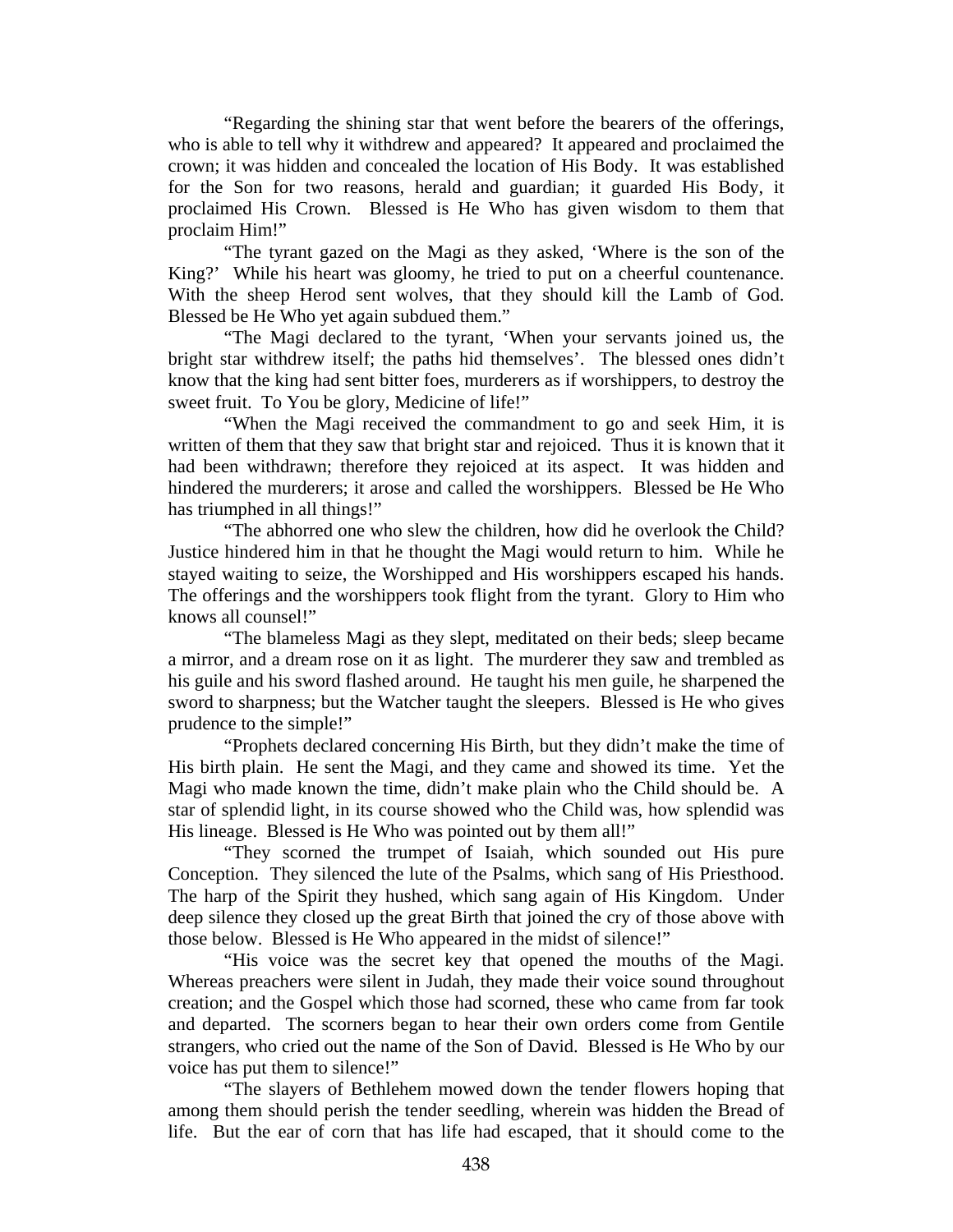"Regarding the shining star that went before the bearers of the offerings, who is able to tell why it withdrew and appeared? It appeared and proclaimed the crown; it was hidden and concealed the location of His Body. It was established for the Son for two reasons, herald and guardian; it guarded His Body, it proclaimed His Crown. Blessed is He Who has given wisdom to them that proclaim Him!"

"The tyrant gazed on the Magi as they asked, 'Where is the son of the King?' While his heart was gloomy, he tried to put on a cheerful countenance. With the sheep Herod sent wolves, that they should kill the Lamb of God. Blessed be He Who yet again subdued them."

"The Magi declared to the tyrant, 'When your servants joined us, the bright star withdrew itself; the paths hid themselves'. The blessed ones didn't know that the king had sent bitter foes, murderers as if worshippers, to destroy the sweet fruit. To You be glory, Medicine of life!"

"When the Magi received the commandment to go and seek Him, it is written of them that they saw that bright star and rejoiced. Thus it is known that it had been withdrawn; therefore they rejoiced at its aspect. It was hidden and hindered the murderers; it arose and called the worshippers. Blessed be He Who has triumphed in all things!"

"The abhorred one who slew the children, how did he overlook the Child? Justice hindered him in that he thought the Magi would return to him. While he stayed waiting to seize, the Worshipped and His worshippers escaped his hands. The offerings and the worshippers took flight from the tyrant. Glory to Him who knows all counsel!"

"The blameless Magi as they slept, meditated on their beds; sleep became a mirror, and a dream rose on it as light. The murderer they saw and trembled as his guile and his sword flashed around. He taught his men guile, he sharpened the sword to sharpness; but the Watcher taught the sleepers. Blessed is He who gives prudence to the simple!"

"Prophets declared concerning His Birth, but they didn't make the time of His birth plain. He sent the Magi, and they came and showed its time. Yet the Magi who made known the time, didn't make plain who the Child should be. A star of splendid light, in its course showed who the Child was, how splendid was His lineage. Blessed is He Who was pointed out by them all!"

"They scorned the trumpet of Isaiah, which sounded out His pure Conception. They silenced the lute of the Psalms, which sang of His Priesthood. The harp of the Spirit they hushed, which sang again of His Kingdom. Under deep silence they closed up the great Birth that joined the cry of those above with those below. Blessed is He Who appeared in the midst of silence!"

"His voice was the secret key that opened the mouths of the Magi. Whereas preachers were silent in Judah, they made their voice sound throughout creation; and the Gospel which those had scorned, these who came from far took and departed. The scorners began to hear their own orders come from Gentile strangers, who cried out the name of the Son of David. Blessed is He Who by our voice has put them to silence!"

"The slayers of Bethlehem mowed down the tender flowers hoping that among them should perish the tender seedling, wherein was hidden the Bread of life. But the ear of corn that has life had escaped, that it should come to the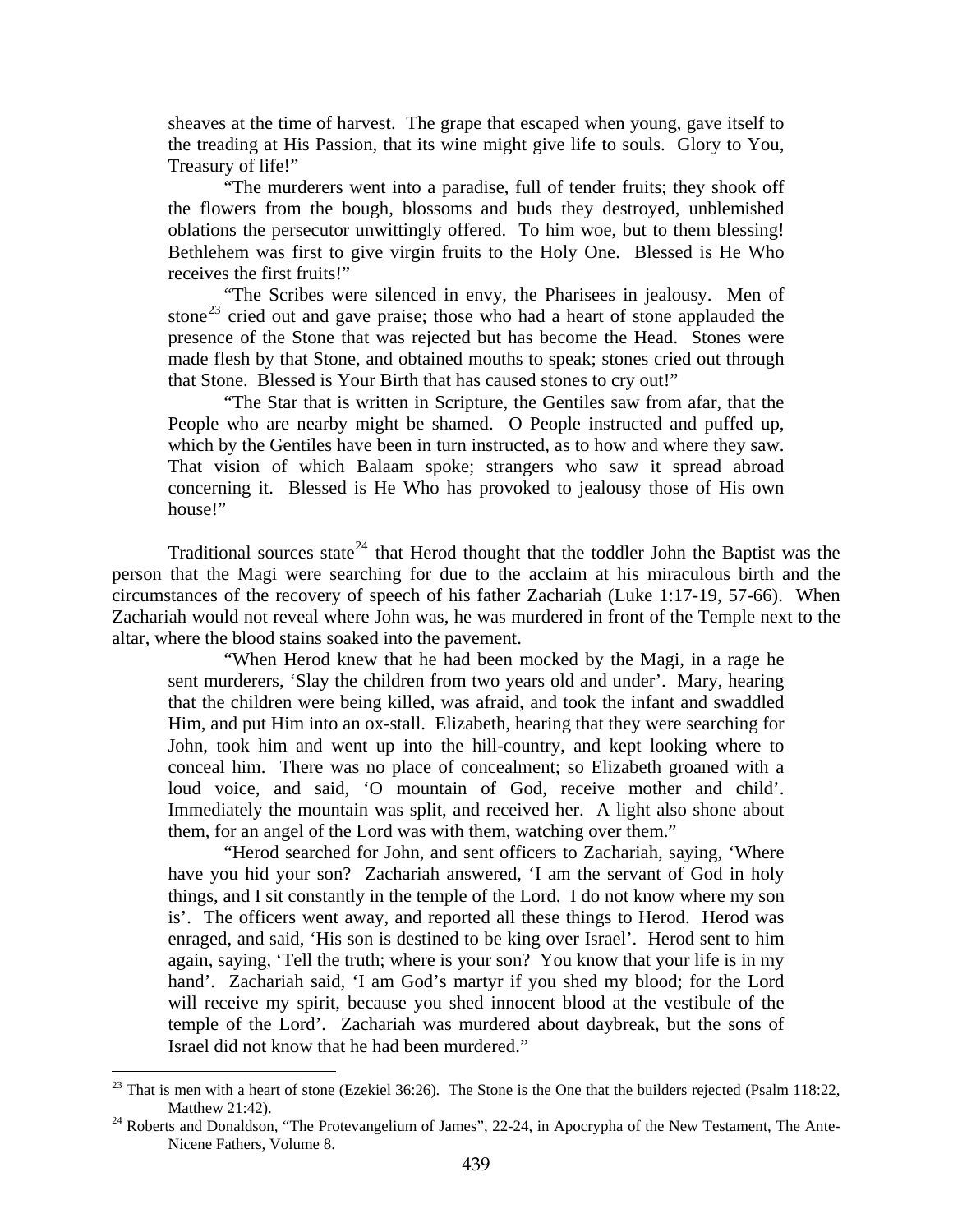> sheaves at the time of harvest. The grape that escaped when young, gave itself to the treading at His Passion, that its wine might give life to souls. Glory to You, Treasury of life!"
>
> "The murderers went into a paradise, full of tender fruits; they shook off the flowers from the bough, blossoms and buds they destroyed, unblemished oblations the persecutor unwittingly offered. To him woe, but to them blessing! Bethlehem was first to give virgin fruits to the Holy One. Blessed is He Who receives the first fruits!"
>
> "The Scribes were silenced in envy, the Pharisees in jealousy. Men of stone[23] cried out and gave praise; those who had a heart of stone applauded the presence of the Stone that was rejected but has become the Head. Stones were made flesh by that Stone, and obtained mouths to speak; stones cried out through that Stone. Blessed is Your Birth that has caused stones to cry out!"
>
> "The Star that is written in Scripture, the Gentiles saw from afar, that the People who are nearby might be shamed. O People instructed and puffed up, which by the Gentiles have been in turn instructed, as to how and where they saw. That vision of which Balaam spoke; strangers who saw it spread abroad concerning it. Blessed is He Who has provoked to jealousy those of His own house!"

Traditional sources state[24] that Herod thought that the toddler John the Baptist was the person that the Magi were searching for due to the acclaim at his miraculous birth and the circumstances of the recovery of speech of his father Zachariah (Luke 1:17-19, 57-66). When Zachariah would not reveal where John was, he was murdered in front of the Temple next to the altar, where the blood stains soaked into the pavement.

> "When Herod knew that he had been mocked by the Magi, in a rage he sent murderers, 'Slay the children from two years old and under'. Mary, hearing that the children were being killed, was afraid, and took the infant and swaddled Him, and put Him into an ox-stall. Elizabeth, hearing that they were searching for John, took him and went up into the hill-country, and kept looking where to conceal him. There was no place of concealment; so Elizabeth groaned with a loud voice, and said, 'O mountain of God, receive mother and child'. Immediately the mountain was split, and received her. A light also shone about them, for an angel of the Lord was with them, watching over them."
>
> "Herod searched for John, and sent officers to Zachariah, saying, 'Where have you hid your son? Zachariah answered, 'I am the servant of God in holy things, and I sit constantly in the temple of the Lord. I do not know where my son is'. The officers went away, and reported all these things to Herod. Herod was enraged, and said, 'His son is destined to be king over Israel'. Herod sent to him again, saying, 'Tell the truth; where is your son? You know that your life is in my hand'. Zachariah said, 'I am God's martyr if you shed my blood; for the Lord will receive my spirit, because you shed innocent blood at the vestibule of the temple of the Lord'. Zachariah was murdered about daybreak, but the sons of Israel did not know that he had been murdered."

---

[23] That is men with a heart of stone (Ezekiel 36:26). The Stone is the One that the builders rejected (Psalm 118:22, Matthew 21:42).

[24] Roberts and Donaldson, "The Protevangelium of James", 22-24, in Apocrypha of the New Testament, The Ante-Nicene Fathers, Volume 8.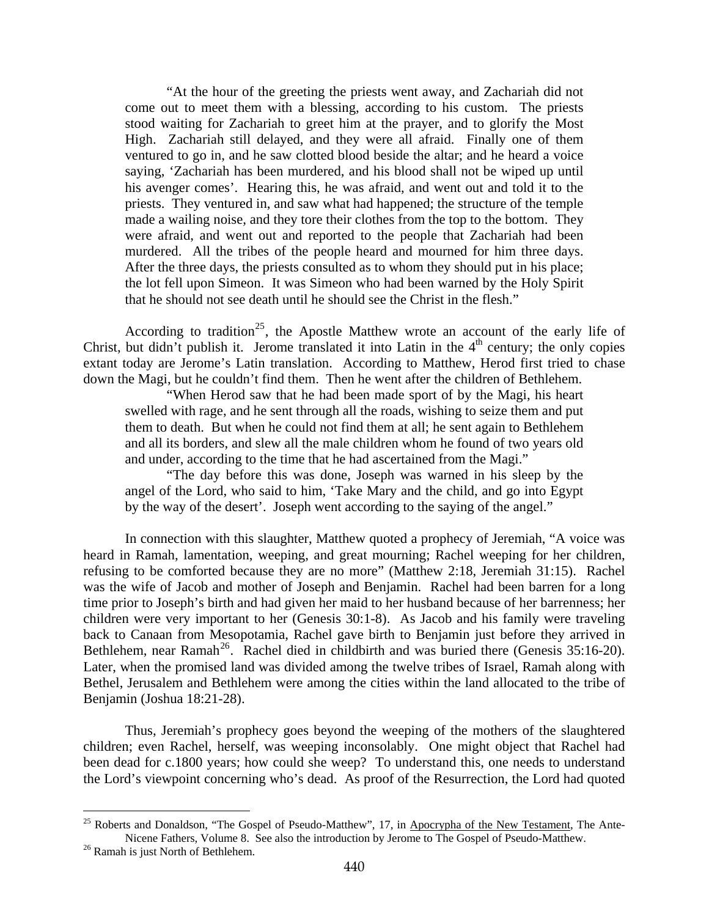> "At the hour of the greeting the priests went away, and Zachariah did not come out to meet them with a blessing, according to his custom. The priests stood waiting for Zachariah to greet him at the prayer, and to glorify the Most High. Zachariah still delayed, and they were all afraid. Finally one of them ventured to go in, and he saw clotted blood beside the altar; and he heard a voice saying, 'Zachariah has been murdered, and his blood shall not be wiped up until his avenger comes'. Hearing this, he was afraid, and went out and told it to the priests. They ventured in, and saw what had happened; the structure of the temple made a wailing noise, and they tore their clothes from the top to the bottom. They were afraid, and went out and reported to the people that Zachariah had been murdered. All the tribes of the people heard and mourned for him three days. After the three days, the priests consulted as to whom they should put in his place; the lot fell upon Simeon. It was Simeon who had been warned by the Holy Spirit that he should not see death until he should see the Christ in the flesh."

According to tradition[25], the Apostle Matthew wrote an account of the early life of Christ, but didn't publish it. Jerome translated it into Latin in the 4th century; the only copies extant today are Jerome's Latin translation. According to Matthew, Herod first tried to chase down the Magi, but he couldn't find them. Then he went after the children of Bethlehem.

> "When Herod saw that he had been made sport of by the Magi, his heart swelled with rage, and he sent through all the roads, wishing to seize them and put them to death. But when he could not find them at all; he sent again to Bethlehem and all its borders, and slew all the male children whom he found of two years old and under, according to the time that he had ascertained from the Magi."
>
> "The day before this was done, Joseph was warned in his sleep by the angel of the Lord, who said to him, 'Take Mary and the child, and go into Egypt by the way of the desert'. Joseph went according to the saying of the angel."

In connection with this slaughter, Matthew quoted a prophecy of Jeremiah, "A voice was heard in Ramah, lamentation, weeping, and great mourning; Rachel weeping for her children, refusing to be comforted because they are no more" (Matthew 2:18, Jeremiah 31:15). Rachel was the wife of Jacob and mother of Joseph and Benjamin. Rachel had been barren for a long time prior to Joseph's birth and had given her maid to her husband because of her barrenness; her children were very important to her (Genesis 30:1-8). As Jacob and his family were traveling back to Canaan from Mesopotamia, Rachel gave birth to Benjamin just before they arrived in Bethlehem, near Ramah[26]. Rachel died in childbirth and was buried there (Genesis 35:16-20). Later, when the promised land was divided among the twelve tribes of Israel, Ramah along with Bethel, Jerusalem and Bethlehem were among the cities within the land allocated to the tribe of Benjamin (Joshua 18:21-28).

Thus, Jeremiah's prophecy goes beyond the weeping of the mothers of the slaughtered children; even Rachel, herself, was weeping inconsolably. One might object that Rachel had been dead for c.1800 years; how could she weep? To understand this, one needs to understand the Lord's viewpoint concerning who's dead. As proof of the Resurrection, the Lord had quoted

---

[25] Roberts and Donaldson, "The Gospel of Pseudo-Matthew", 17, in Apocrypha of the New Testament, The Ante-Nicene Fathers, Volume 8. See also the introduction by Jerome to The Gospel of Pseudo-Matthew.

[26] Ramah is just North of Bethlehem.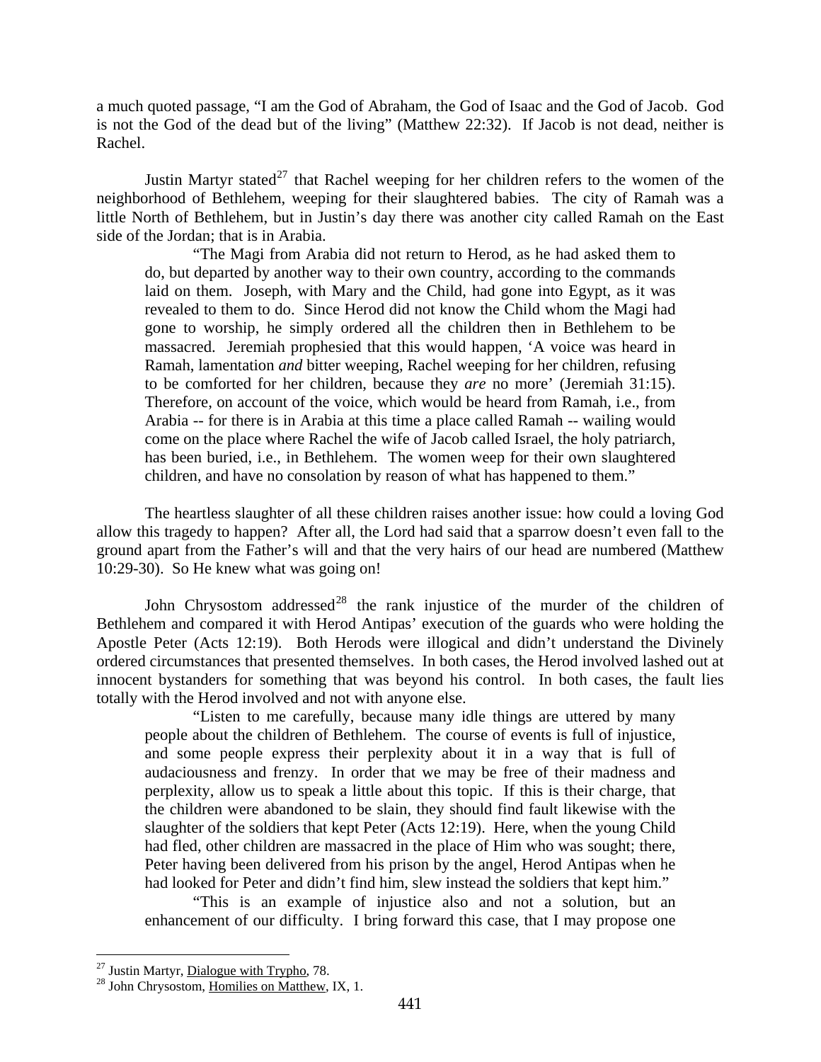a much quoted passage, "I am the God of Abraham, the God of Isaac and the God of Jacob. God is not the God of the dead but of the living" (Matthew 22:32). If Jacob is not dead, neither is Rachel.

Justin Martyr stated[27] that Rachel weeping for her children refers to the women of the neighborhood of Bethlehem, weeping for their slaughtered babies. The city of Ramah was a little North of Bethlehem, but in Justin's day there was another city called Ramah on the East side of the Jordan; that is in Arabia.

> "The Magi from Arabia did not return to Herod, as he had asked them to do, but departed by another way to their own country, according to the commands laid on them. Joseph, with Mary and the Child, had gone into Egypt, as it was revealed to them to do. Since Herod did not know the Child whom the Magi had gone to worship, he simply ordered all the children then in Bethlehem to be massacred. Jeremiah prophesied that this would happen, 'A voice was heard in Ramah, lamentation *and* bitter weeping, Rachel weeping for her children, refusing to be comforted for her children, because they *are* no more' (Jeremiah 31:15). Therefore, on account of the voice, which would be heard from Ramah, i.e., from Arabia -- for there is in Arabia at this time a place called Ramah -- wailing would come on the place where Rachel the wife of Jacob called Israel, the holy patriarch, has been buried, i.e., in Bethlehem. The women weep for their own slaughtered children, and have no consolation by reason of what has happened to them."

The heartless slaughter of all these children raises another issue: how could a loving God allow this tragedy to happen? After all, the Lord had said that a sparrow doesn't even fall to the ground apart from the Father's will and that the very hairs of our head are numbered (Matthew 10:29-30). So He knew what was going on!

John Chrysostom addressed[28] the rank injustice of the murder of the children of Bethlehem and compared it with Herod Antipas' execution of the guards who were holding the Apostle Peter (Acts 12:19). Both Herods were illogical and didn't understand the Divinely ordered circumstances that presented themselves. In both cases, the Herod involved lashed out at innocent bystanders for something that was beyond his control. In both cases, the fault lies totally with the Herod involved and not with anyone else.

> "Listen to me carefully, because many idle things are uttered by many people about the children of Bethlehem. The course of events is full of injustice, and some people express their perplexity about it in a way that is full of audaciousness and frenzy. In order that we may be free of their madness and perplexity, allow us to speak a little about this topic. If this is their charge, that the children were abandoned to be slain, they should find fault likewise with the slaughter of the soldiers that kept Peter (Acts 12:19). Here, when the young Child had fled, other children are massacred in the place of Him who was sought; there, Peter having been delivered from his prison by the angel, Herod Antipas when he had looked for Peter and didn't find him, slew instead the soldiers that kept him."
>
> "This is an example of injustice also and not a solution, but an enhancement of our difficulty. I bring forward this case, that I may propose one

[27] Justin Martyr, Dialogue with Trypho, 78.

[28] John Chrysostom, Homilies on Matthew, IX, 1.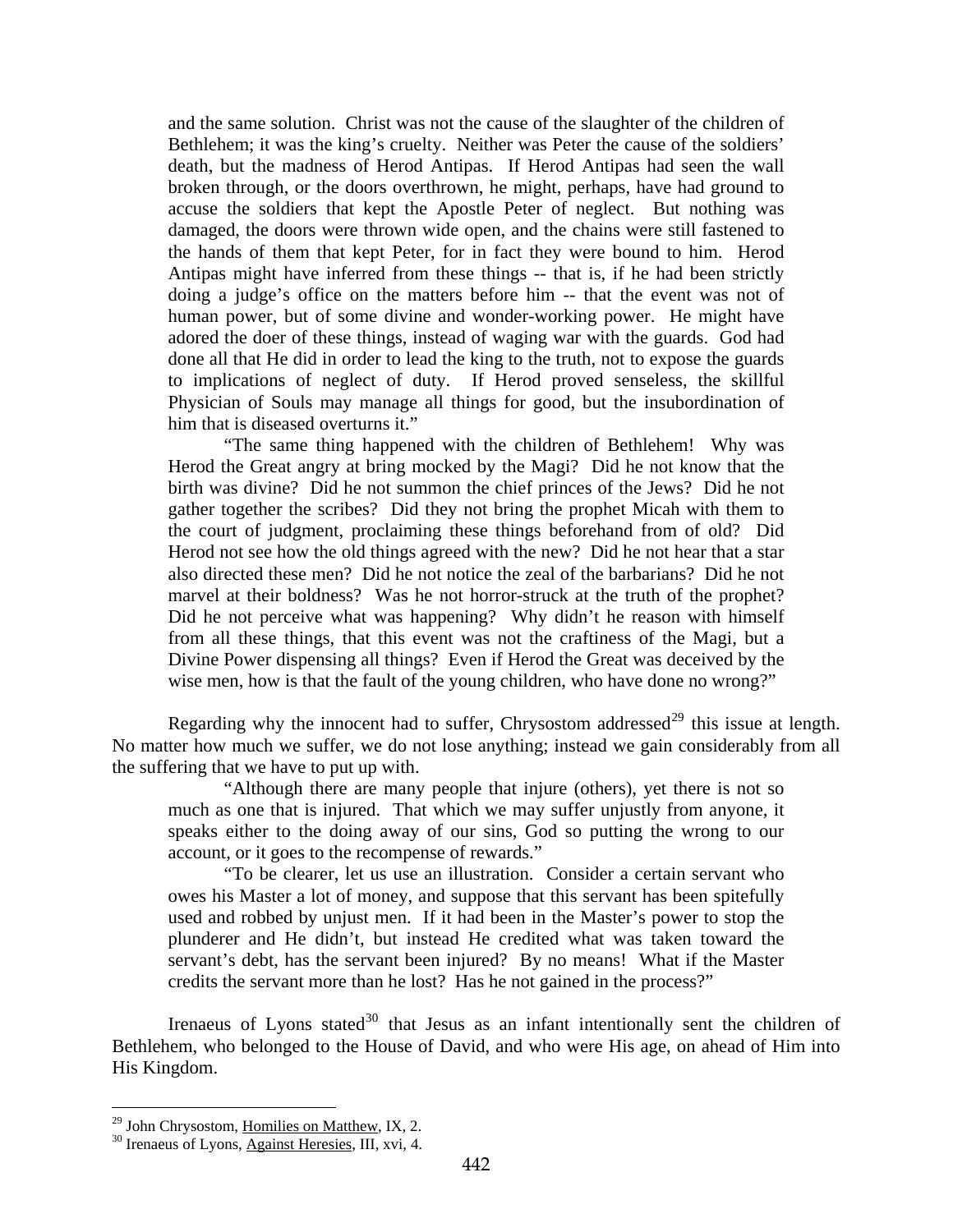and the same solution. Christ was not the cause of the slaughter of the children of Bethlehem; it was the king's cruelty. Neither was Peter the cause of the soldiers' death, but the madness of Herod Antipas. If Herod Antipas had seen the wall broken through, or the doors overthrown, he might, perhaps, have had ground to accuse the soldiers that kept the Apostle Peter of neglect. But nothing was damaged, the doors were thrown wide open, and the chains were still fastened to the hands of them that kept Peter, for in fact they were bound to him. Herod Antipas might have inferred from these things -- that is, if he had been strictly doing a judge's office on the matters before him -- that the event was not of human power, but of some divine and wonder-working power. He might have adored the doer of these things, instead of waging war with the guards. God had done all that He did in order to lead the king to the truth, not to expose the guards to implications of neglect of duty. If Herod proved senseless, the skillful Physician of Souls may manage all things for good, but the insubordination of him that is diseased overturns it."

> "The same thing happened with the children of Bethlehem! Why was Herod the Great angry at bring mocked by the Magi? Did he not know that the birth was divine? Did he not summon the chief princes of the Jews? Did he not gather together the scribes? Did they not bring the prophet Micah with them to the court of judgment, proclaiming these things beforehand from of old? Did Herod not see how the old things agreed with the new? Did he not hear that a star also directed these men? Did he not notice the zeal of the barbarians? Did he not marvel at their boldness? Was he not horror-struck at the truth of the prophet? Did he not perceive what was happening? Why didn't he reason with himself from all these things, that this event was not the craftiness of the Magi, but a Divine Power dispensing all things? Even if Herod the Great was deceived by the wise men, how is that the fault of the young children, who have done no wrong?"

Regarding why the innocent had to suffer, Chrysostom addressed[29] this issue at length. No matter how much we suffer, we do not lose anything; instead we gain considerably from all the suffering that we have to put up with.

> "Although there are many people that injure (others), yet there is not so much as one that is injured. That which we may suffer unjustly from anyone, it speaks either to the doing away of our sins, God so putting the wrong to our account, or it goes to the recompense of rewards."
>
> "To be clearer, let us use an illustration. Consider a certain servant who owes his Master a lot of money, and suppose that this servant has been spitefully used and robbed by unjust men. If it had been in the Master's power to stop the plunderer and He didn't, but instead He credited what was taken toward the servant's debt, has the servant been injured? By no means! What if the Master credits the servant more than he lost? Has he not gained in the process?"

Irenaeus of Lyons stated[30] that Jesus as an infant intentionally sent the children of Bethlehem, who belonged to the House of David, and who were His age, on ahead of Him into His Kingdom.

---

[29] John Chrysostom, Homilies on Matthew, IX, 2.

[30] Irenaeus of Lyons, Against Heresies, III, xvi, 4.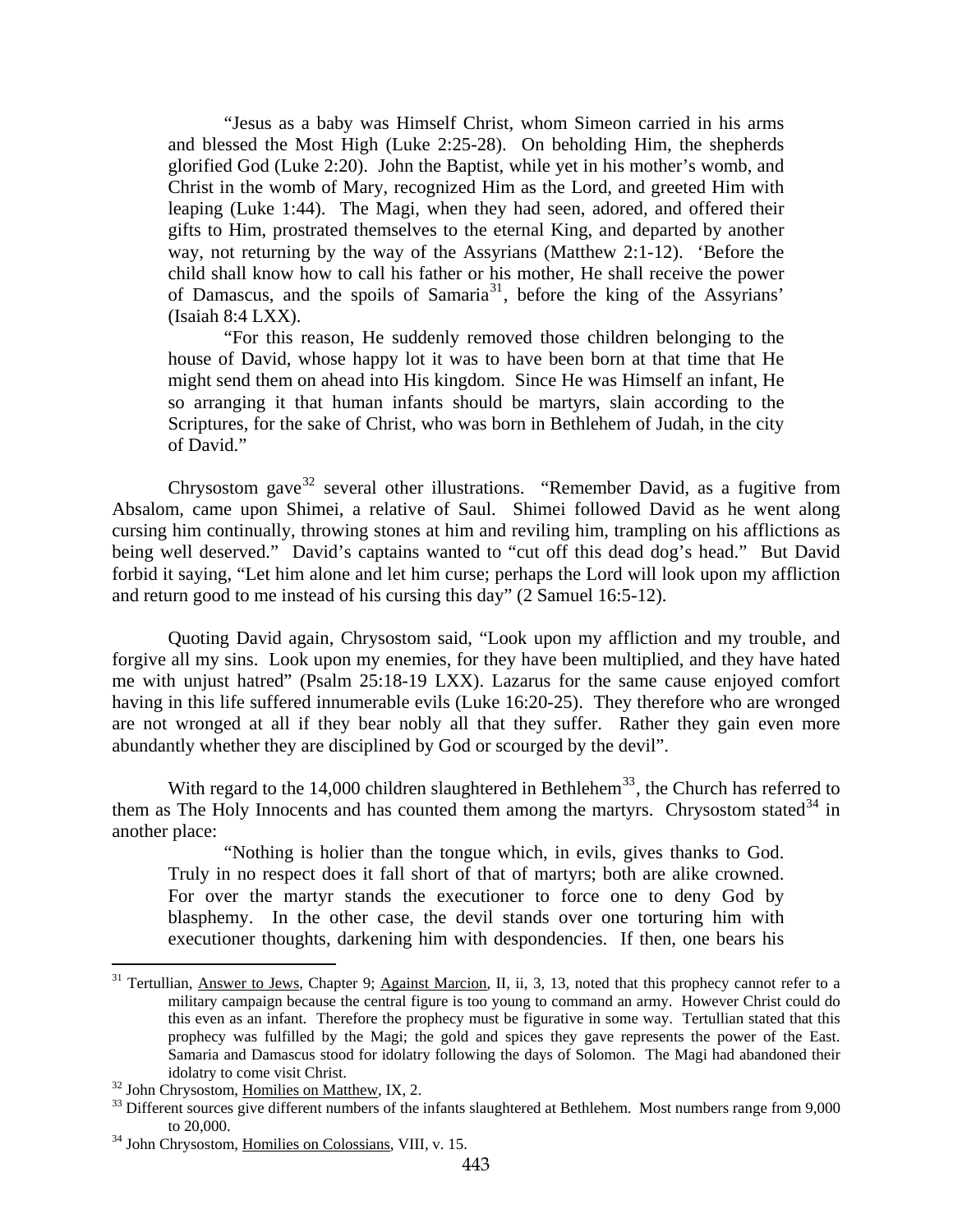"Jesus as a baby was Himself Christ, whom Simeon carried in his arms and blessed the Most High (Luke 2:25-28). On beholding Him, the shepherds glorified God (Luke 2:20). John the Baptist, while yet in his mother's womb, and Christ in the womb of Mary, recognized Him as the Lord, and greeted Him with leaping (Luke 1:44). The Magi, when they had seen, adored, and offered their gifts to Him, prostrated themselves to the eternal King, and departed by another way, not returning by the way of the Assyrians (Matthew 2:1-12). 'Before the child shall know how to call his father or his mother, He shall receive the power of Damascus, and the spoils of Samaria[31], before the king of the Assyrians' (Isaiah 8:4 LXX).

"For this reason, He suddenly removed those children belonging to the house of David, whose happy lot it was to have been born at that time that He might send them on ahead into His kingdom. Since He was Himself an infant, He so arranging it that human infants should be martyrs, slain according to the Scriptures, for the sake of Christ, who was born in Bethlehem of Judah, in the city of David."

Chrysostom gave[32] several other illustrations. "Remember David, as a fugitive from Absalom, came upon Shimei, a relative of Saul. Shimei followed David as he went along cursing him continually, throwing stones at him and reviling him, trampling on his afflictions as being well deserved." David's captains wanted to "cut off this dead dog's head." But David forbid it saying, "Let him alone and let him curse; perhaps the Lord will look upon my affliction and return good to me instead of his cursing this day" (2 Samuel 16:5-12).

Quoting David again, Chrysostom said, "Look upon my affliction and my trouble, and forgive all my sins. Look upon my enemies, for they have been multiplied, and they have hated me with unjust hatred" (Psalm 25:18-19 LXX). Lazarus for the same cause enjoyed comfort having in this life suffered innumerable evils (Luke 16:20-25). They therefore who are wronged are not wronged at all if they bear nobly all that they suffer. Rather they gain even more abundantly whether they are disciplined by God or scourged by the devil".

With regard to the 14,000 children slaughtered in Bethlehem[33], the Church has referred to them as The Holy Innocents and has counted them among the martyrs. Chrysostom stated[34] in another place:

"Nothing is holier than the tongue which, in evils, gives thanks to God. Truly in no respect does it fall short of that of martyrs; both are alike crowned. For over the martyr stands the executioner to force one to deny God by blasphemy. In the other case, the devil stands over one torturing him with executioner thoughts, darkening him with despondencies. If then, one bears his

---

[31] Tertullian, Answer to Jews, Chapter 9; Against Marcion, II, ii, 3, 13, noted that this prophecy cannot refer to a military campaign because the central figure is too young to command an army. However Christ could do this even as an infant. Therefore the prophecy must be figurative in some way. Tertullian stated that this prophecy was fulfilled by the Magi; the gold and spices they gave represents the power of the East. Samaria and Damascus stood for idolatry following the days of Solomon. The Magi had abandoned their idolatry to come visit Christ.

[32] John Chrysostom, Homilies on Matthew, IX, 2.

[33] Different sources give different numbers of the infants slaughtered at Bethlehem. Most numbers range from 9,000 to 20,000.

[34] John Chrysostom, Homilies on Colossians, VIII, v. 15.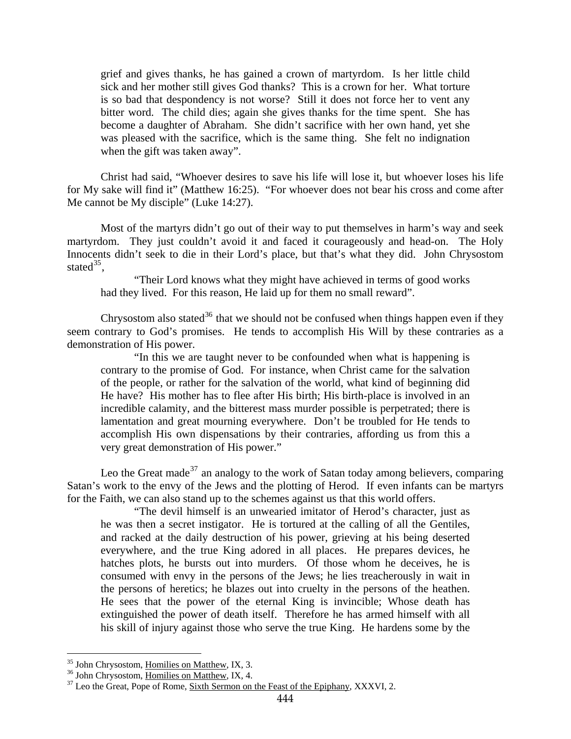grief and gives thanks, he has gained a crown of martyrdom. Is her little child sick and her mother still gives God thanks? This is a crown for her. What torture is so bad that despondency is not worse? Still it does not force her to vent any bitter word. The child dies; again she gives thanks for the time spent. She has become a daughter of Abraham. She didn't sacrifice with her own hand, yet she was pleased with the sacrifice, which is the same thing. She felt no indignation when the gift was taken away".

Christ had said, "Whoever desires to save his life will lose it, but whoever loses his life for My sake will find it" (Matthew 16:25). "For whoever does not bear his cross and come after Me cannot be My disciple" (Luke 14:27).

Most of the martyrs didn't go out of their way to put themselves in harm's way and seek martyrdom. They just couldn't avoid it and faced it courageously and head-on. The Holy Innocents didn't seek to die in their Lord's place, but that's what they did. John Chrysostom stated[35],

> "Their Lord knows what they might have achieved in terms of good works had they lived. For this reason, He laid up for them no small reward".

Chrysostom also stated[36] that we should not be confused when things happen even if they seem contrary to God's promises. He tends to accomplish His Will by these contraries as a demonstration of His power.

> "In this we are taught never to be confounded when what is happening is contrary to the promise of God. For instance, when Christ came for the salvation of the people, or rather for the salvation of the world, what kind of beginning did He have? His mother has to flee after His birth; His birth-place is involved in an incredible calamity, and the bitterest mass murder possible is perpetrated; there is lamentation and great mourning everywhere. Don't be troubled for He tends to accomplish His own dispensations by their contraries, affording us from this a very great demonstration of His power."

Leo the Great made[37] an analogy to the work of Satan today among believers, comparing Satan's work to the envy of the Jews and the plotting of Herod. If even infants can be martyrs for the Faith, we can also stand up to the schemes against us that this world offers.

> "The devil himself is an unwearied imitator of Herod's character, just as he was then a secret instigator. He is tortured at the calling of all the Gentiles, and racked at the daily destruction of his power, grieving at his being deserted everywhere, and the true King adored in all places. He prepares devices, he hatches plots, he bursts out into murders. Of those whom he deceives, he is consumed with envy in the persons of the Jews; he lies treacherously in wait in the persons of heretics; he blazes out into cruelty in the persons of the heathen. He sees that the power of the eternal King is invincible; Whose death has extinguished the power of death itself. Therefore he has armed himself with all his skill of injury against those who serve the true King. He hardens some by the

---

[35] John Chrysostom, Homilies on Matthew, IX, 3.

[36] John Chrysostom, Homilies on Matthew, IX, 4.

[37] Leo the Great, Pope of Rome, Sixth Sermon on the Feast of the Epiphany, XXXVI, 2.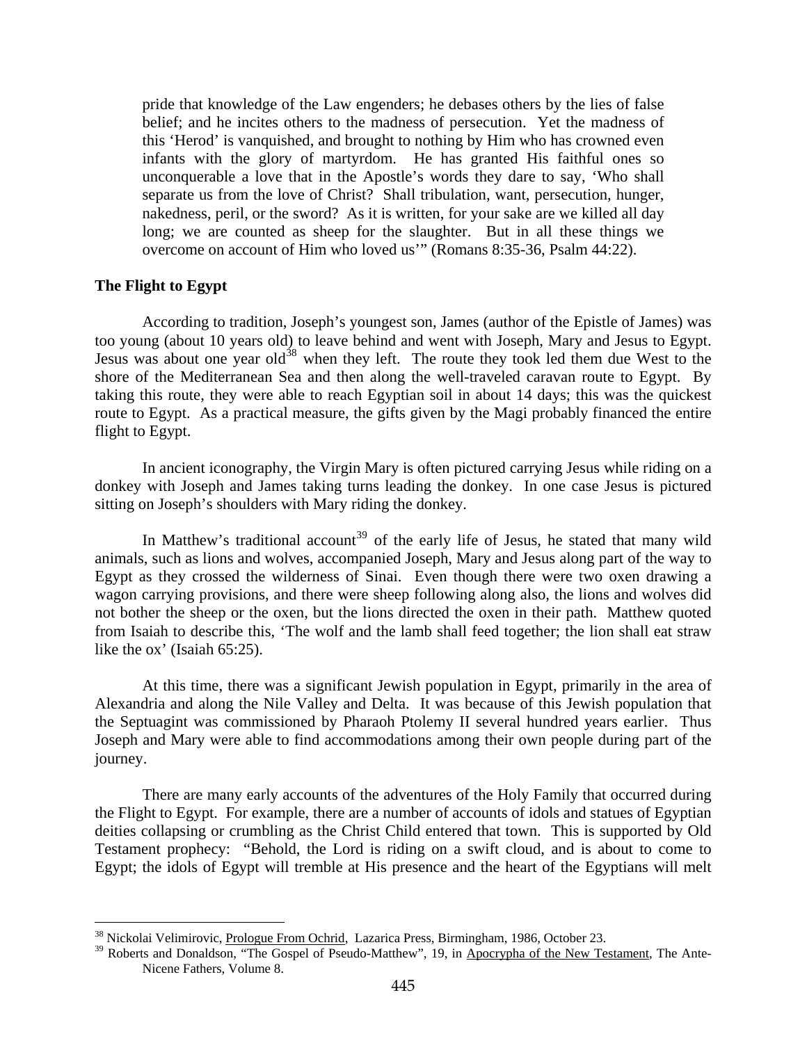> pride that knowledge of the Law engenders; he debases others by the lies of false belief; and he incites others to the madness of persecution. Yet the madness of this 'Herod' is vanquished, and brought to nothing by Him who has crowned even infants with the glory of martyrdom. He has granted His faithful ones so unconquerable a love that in the Apostle's words they dare to say, 'Who shall separate us from the love of Christ? Shall tribulation, want, persecution, hunger, nakedness, peril, or the sword? As it is written, for your sake are we killed all day long; we are counted as sheep for the slaughter. But in all these things we overcome on account of Him who loved us'" (Romans 8:35-36, Psalm 44:22).

**The Flight to Egypt**

According to tradition, Joseph's youngest son, James (author of the Epistle of James) was too young (about 10 years old) to leave behind and went with Joseph, Mary and Jesus to Egypt. Jesus was about one year old[38] when they left. The route they took led them due West to the shore of the Mediterranean Sea and then along the well-traveled caravan route to Egypt. By taking this route, they were able to reach Egyptian soil in about 14 days; this was the quickest route to Egypt. As a practical measure, the gifts given by the Magi probably financed the entire flight to Egypt.

In ancient iconography, the Virgin Mary is often pictured carrying Jesus while riding on a donkey with Joseph and James taking turns leading the donkey. In one case Jesus is pictured sitting on Joseph's shoulders with Mary riding the donkey.

In Matthew's traditional account[39] of the early life of Jesus, he stated that many wild animals, such as lions and wolves, accompanied Joseph, Mary and Jesus along part of the way to Egypt as they crossed the wilderness of Sinai. Even though there were two oxen drawing a wagon carrying provisions, and there were sheep following along also, the lions and wolves did not bother the sheep or the oxen, but the lions directed the oxen in their path. Matthew quoted from Isaiah to describe this, 'The wolf and the lamb shall feed together; the lion shall eat straw like the ox' (Isaiah 65:25).

At this time, there was a significant Jewish population in Egypt, primarily in the area of Alexandria and along the Nile Valley and Delta. It was because of this Jewish population that the Septuagint was commissioned by Pharaoh Ptolemy II several hundred years earlier. Thus Joseph and Mary were able to find accommodations among their own people during part of the journey.

There are many early accounts of the adventures of the Holy Family that occurred during the Flight to Egypt. For example, there are a number of accounts of idols and statues of Egyptian deities collapsing or crumbling as the Christ Child entered that town. This is supported by Old Testament prophecy: "Behold, the Lord is riding on a swift cloud, and is about to come to Egypt; the idols of Egypt will tremble at His presence and the heart of the Egyptians will melt

---

[38] Nickolai Velimirovic, Prologue From Ochrid, Lazarica Press, Birmingham, 1986, October 23.

[39] Roberts and Donaldson, "The Gospel of Pseudo-Matthew", 19, in Apocrypha of the New Testament, The Ante-Nicene Fathers, Volume 8.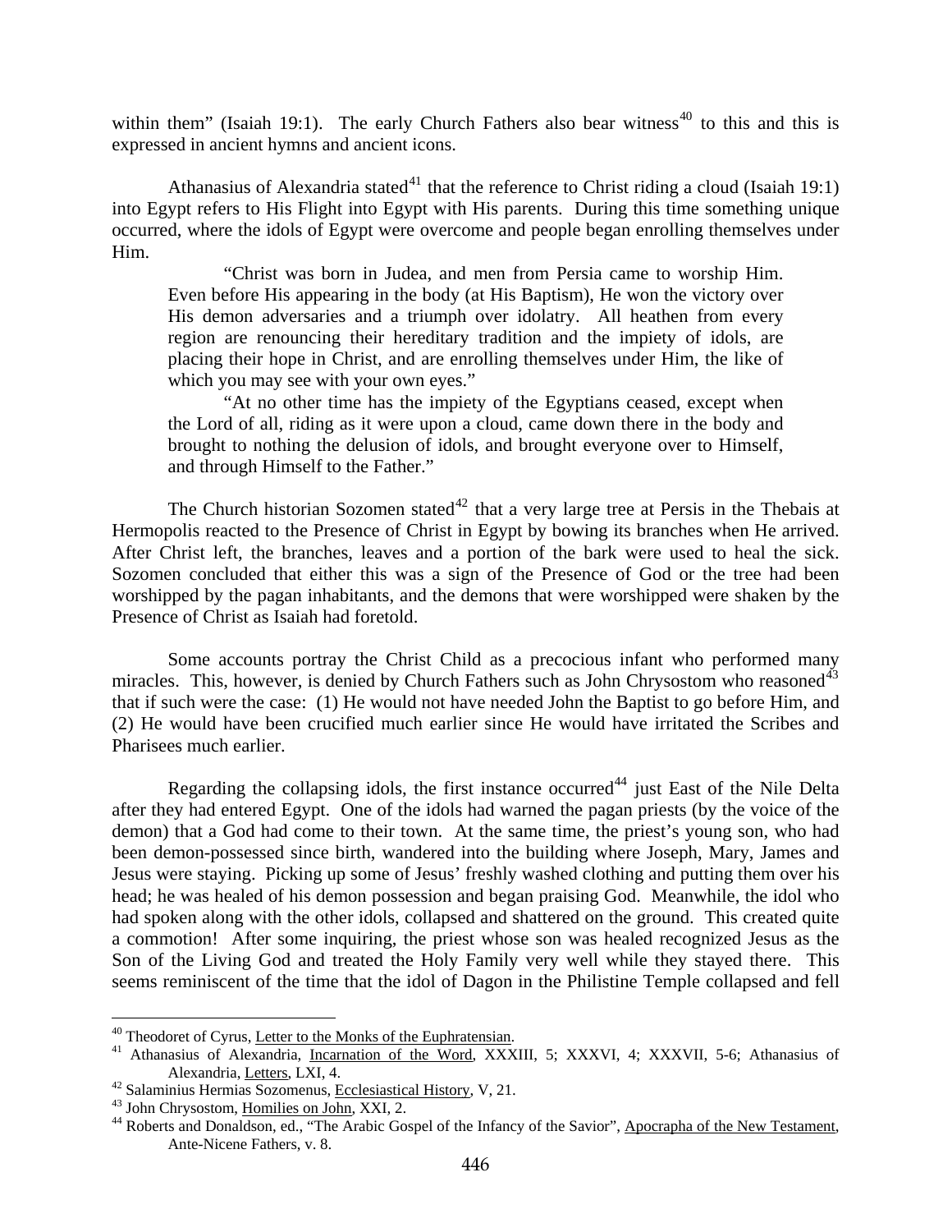within them" (Isaiah 19:1). The early Church Fathers also bear witness[40] to this and this is expressed in ancient hymns and ancient icons.

Athanasius of Alexandria stated[41] that the reference to Christ riding a cloud (Isaiah 19:1) into Egypt refers to His Flight into Egypt with His parents. During this time something unique occurred, where the idols of Egypt were overcome and people began enrolling themselves under Him.

> "Christ was born in Judea, and men from Persia came to worship Him. Even before His appearing in the body (at His Baptism), He won the victory over His demon adversaries and a triumph over idolatry. All heathen from every region are renouncing their hereditary tradition and the impiety of idols, are placing their hope in Christ, and are enrolling themselves under Him, the like of which you may see with your own eyes."
>
> "At no other time has the impiety of the Egyptians ceased, except when the Lord of all, riding as it were upon a cloud, came down there in the body and brought to nothing the delusion of idols, and brought everyone over to Himself, and through Himself to the Father."

The Church historian Sozomen stated[42] that a very large tree at Persis in the Thebais at Hermopolis reacted to the Presence of Christ in Egypt by bowing its branches when He arrived. After Christ left, the branches, leaves and a portion of the bark were used to heal the sick. Sozomen concluded that either this was a sign of the Presence of God or the tree had been worshipped by the pagan inhabitants, and the demons that were worshipped were shaken by the Presence of Christ as Isaiah had foretold.

Some accounts portray the Christ Child as a precocious infant who performed many miracles. This, however, is denied by Church Fathers such as John Chrysostom who reasoned[43] that if such were the case: (1) He would not have needed John the Baptist to go before Him, and (2) He would have been crucified much earlier since He would have irritated the Scribes and Pharisees much earlier.

Regarding the collapsing idols, the first instance occurred[44] just East of the Nile Delta after they had entered Egypt. One of the idols had warned the pagan priests (by the voice of the demon) that a God had come to their town. At the same time, the priest's young son, who had been demon-possessed since birth, wandered into the building where Joseph, Mary, James and Jesus were staying. Picking up some of Jesus' freshly washed clothing and putting them over his head; he was healed of his demon possession and began praising God. Meanwhile, the idol who had spoken along with the other idols, collapsed and shattered on the ground. This created quite a commotion! After some inquiring, the priest whose son was healed recognized Jesus as the Son of the Living God and treated the Holy Family very well while they stayed there. This seems reminiscent of the time that the idol of Dagon in the Philistine Temple collapsed and fell

---

[40] Theodoret of Cyrus, Letter to the Monks of the Euphratensian.

[41] Athanasius of Alexandria, Incarnation of the Word, XXXIII, 5; XXXVI, 4; XXXVII, 5-6; Athanasius of Alexandria, Letters, LXI, 4.

[42] Salaminius Hermias Sozomenus, Ecclesiastical History, V, 21.

[43] John Chrysostom, Homilies on John, XXI, 2.

[44] Roberts and Donaldson, ed., "The Arabic Gospel of the Infancy of the Savior", Apocrapha of the New Testament, Ante-Nicene Fathers, v. 8.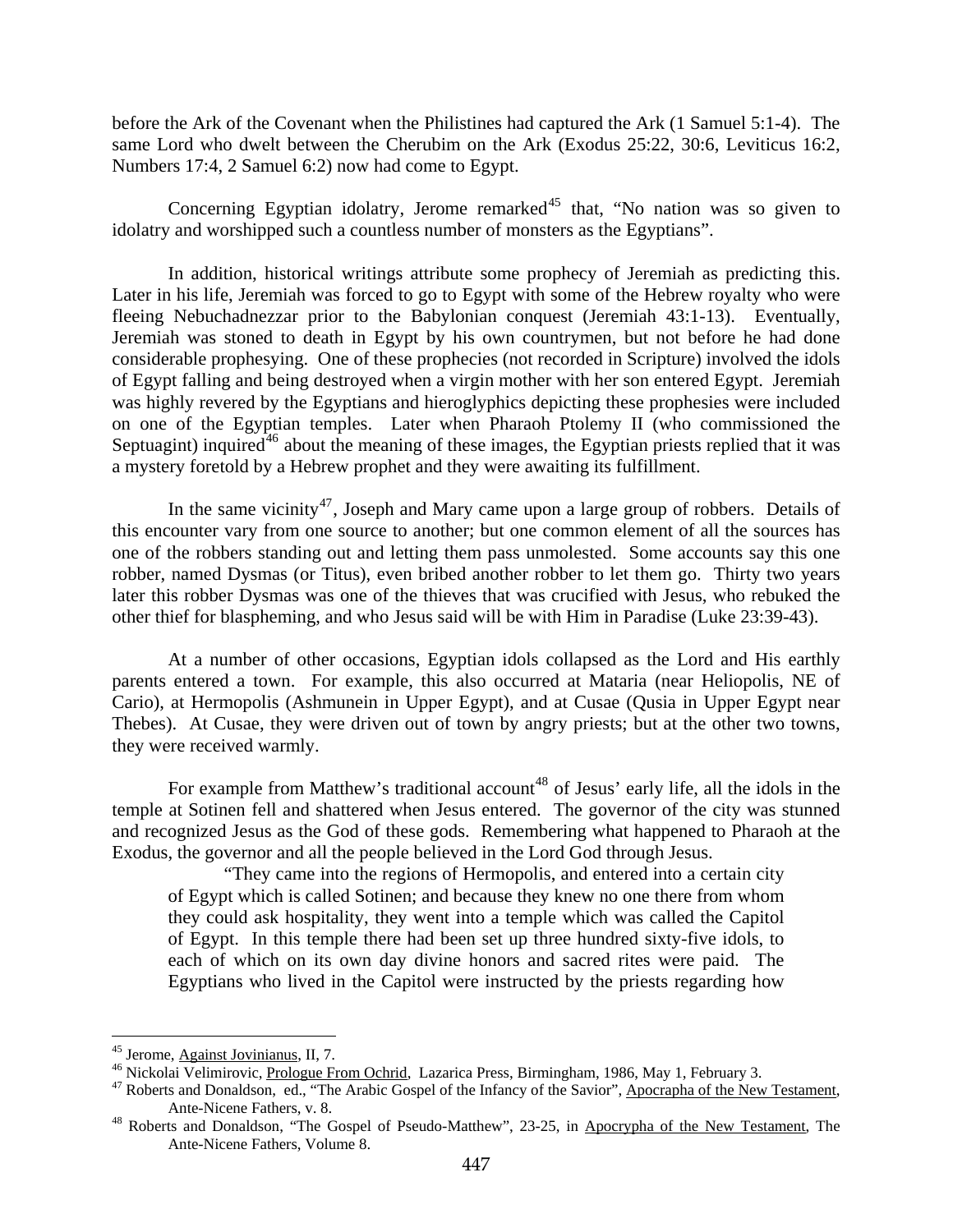before the Ark of the Covenant when the Philistines had captured the Ark (1 Samuel 5:1-4). The same Lord who dwelt between the Cherubim on the Ark (Exodus 25:22, 30:6, Leviticus 16:2, Numbers 17:4, 2 Samuel 6:2) now had come to Egypt.

Concerning Egyptian idolatry, Jerome remarked[45] that, "No nation was so given to idolatry and worshipped such a countless number of monsters as the Egyptians".

In addition, historical writings attribute some prophecy of Jeremiah as predicting this. Later in his life, Jeremiah was forced to go to Egypt with some of the Hebrew royalty who were fleeing Nebuchadnezzar prior to the Babylonian conquest (Jeremiah 43:1-13). Eventually, Jeremiah was stoned to death in Egypt by his own countrymen, but not before he had done considerable prophesying. One of these prophecies (not recorded in Scripture) involved the idols of Egypt falling and being destroyed when a virgin mother with her son entered Egypt. Jeremiah was highly revered by the Egyptians and hieroglyphics depicting these prophesies were included on one of the Egyptian temples. Later when Pharaoh Ptolemy II (who commissioned the Septuagint) inquired[46] about the meaning of these images, the Egyptian priests replied that it was a mystery foretold by a Hebrew prophet and they were awaiting its fulfillment.

In the same vicinity[47], Joseph and Mary came upon a large group of robbers. Details of this encounter vary from one source to another; but one common element of all the sources has one of the robbers standing out and letting them pass unmolested. Some accounts say this one robber, named Dysmas (or Titus), even bribed another robber to let them go. Thirty two years later this robber Dysmas was one of the thieves that was crucified with Jesus, who rebuked the other thief for blaspheming, and who Jesus said will be with Him in Paradise (Luke 23:39-43).

At a number of other occasions, Egyptian idols collapsed as the Lord and His earthly parents entered a town. For example, this also occurred at Mataria (near Heliopolis, NE of Cario), at Hermopolis (Ashmunein in Upper Egypt), and at Cusae (Qusia in Upper Egypt near Thebes). At Cusae, they were driven out of town by angry priests; but at the other two towns, they were received warmly.

For example from Matthew's traditional account[48] of Jesus' early life, all the idols in the temple at Sotinen fell and shattered when Jesus entered. The governor of the city was stunned and recognized Jesus as the God of these gods. Remembering what happened to Pharaoh at the Exodus, the governor and all the people believed in the Lord God through Jesus.

> "They came into the regions of Hermopolis, and entered into a certain city of Egypt which is called Sotinen; and because they knew no one there from whom they could ask hospitality, they went into a temple which was called the Capitol of Egypt. In this temple there had been set up three hundred sixty-five idols, to each of which on its own day divine honors and sacred rites were paid. The Egyptians who lived in the Capitol were instructed by the priests regarding how

---

[45] Jerome, Against Jovinianus, II, 7.

[46] Nickolai Velimirovic, Prologue From Ochrid, Lazarica Press, Birmingham, 1986, May 1, February 3.

[47] Roberts and Donaldson, ed., "The Arabic Gospel of the Infancy of the Savior", Apocrapha of the New Testament, Ante-Nicene Fathers, v. 8.

[48] Roberts and Donaldson, "The Gospel of Pseudo-Matthew", 23-25, in Apocrypha of the New Testament, The Ante-Nicene Fathers, Volume 8.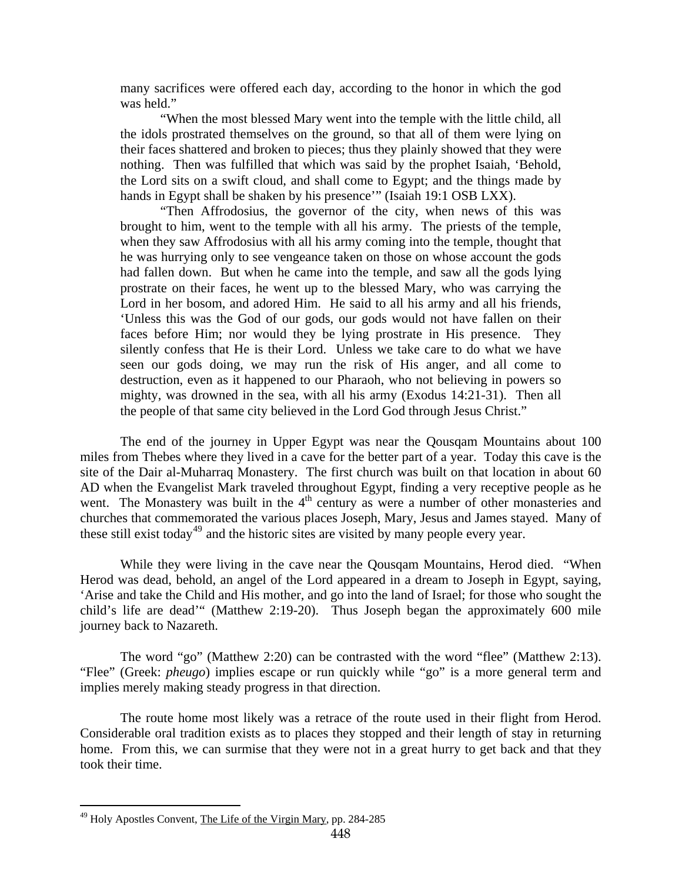> many sacrifices were offered each day, according to the honor in which the god was held."
>
> "When the most blessed Mary went into the temple with the little child, all the idols prostrated themselves on the ground, so that all of them were lying on their faces shattered and broken to pieces; thus they plainly showed that they were nothing. Then was fulfilled that which was said by the prophet Isaiah, 'Behold, the Lord sits on a swift cloud, and shall come to Egypt; and the things made by hands in Egypt shall be shaken by his presence'" (Isaiah 19:1 OSB LXX).
>
> "Then Affrodosius, the governor of the city, when news of this was brought to him, went to the temple with all his army. The priests of the temple, when they saw Affrodosius with all his army coming into the temple, thought that he was hurrying only to see vengeance taken on those on whose account the gods had fallen down. But when he came into the temple, and saw all the gods lying prostrate on their faces, he went up to the blessed Mary, who was carrying the Lord in her bosom, and adored Him. He said to all his army and all his friends, 'Unless this was the God of our gods, our gods would not have fallen on their faces before Him; nor would they be lying prostrate in His presence. They silently confess that He is their Lord. Unless we take care to do what we have seen our gods doing, we may run the risk of His anger, and all come to destruction, even as it happened to our Pharaoh, who not believing in powers so mighty, was drowned in the sea, with all his army (Exodus 14:21-31). Then all the people of that same city believed in the Lord God through Jesus Christ."

The end of the journey in Upper Egypt was near the Qousqam Mountains about 100 miles from Thebes where they lived in a cave for the better part of a year. Today this cave is the site of the Dair al-Muharraq Monastery. The first church was built on that location in about 60 AD when the Evangelist Mark traveled throughout Egypt, finding a very receptive people as he went. The Monastery was built in the 4th century as were a number of other monasteries and churches that commemorated the various places Joseph, Mary, Jesus and James stayed. Many of these still exist today[49] and the historic sites are visited by many people every year.

While they were living in the cave near the Qousqam Mountains, Herod died. "When Herod was dead, behold, an angel of the Lord appeared in a dream to Joseph in Egypt, saying, 'Arise and take the Child and His mother, and go into the land of Israel; for those who sought the child's life are dead'" (Matthew 2:19-20). Thus Joseph began the approximately 600 mile journey back to Nazareth.

The word "go" (Matthew 2:20) can be contrasted with the word "flee" (Matthew 2:13). "Flee" (Greek: *pheugo*) implies escape or run quickly while "go" is a more general term and implies merely making steady progress in that direction.

The route home most likely was a retrace of the route used in their flight from Herod. Considerable oral tradition exists as to places they stopped and their length of stay in returning home. From this, we can surmise that they were not in a great hurry to get back and that they took their time.

---

[49] Holy Apostles Convent, The Life of the Virgin Mary, pp. 284-285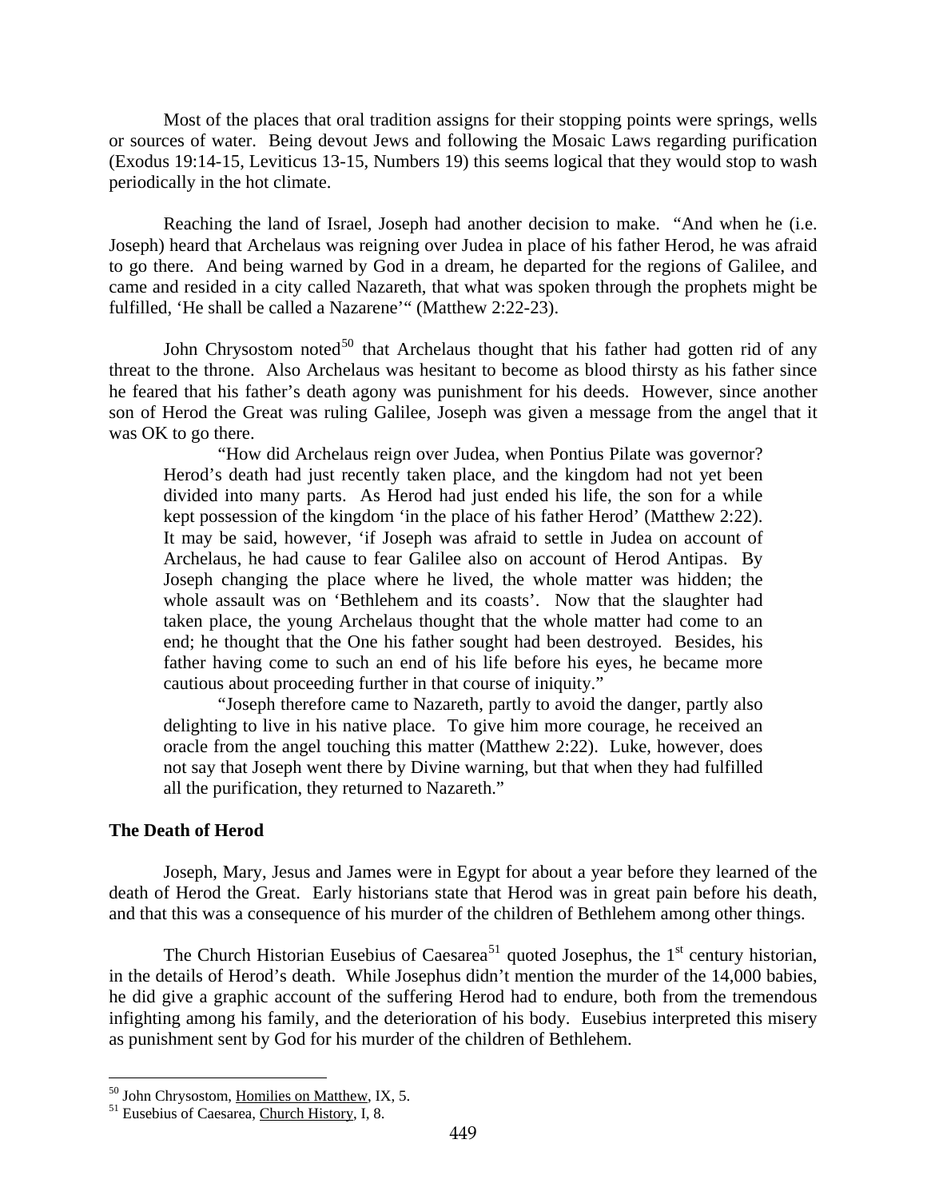Most of the places that oral tradition assigns for their stopping points were springs, wells or sources of water. Being devout Jews and following the Mosaic Laws regarding purification (Exodus 19:14-15, Leviticus 13-15, Numbers 19) this seems logical that they would stop to wash periodically in the hot climate.

Reaching the land of Israel, Joseph had another decision to make. "And when he (i.e. Joseph) heard that Archelaus was reigning over Judea in place of his father Herod, he was afraid to go there. And being warned by God in a dream, he departed for the regions of Galilee, and came and resided in a city called Nazareth, that what was spoken through the prophets might be fulfilled, 'He shall be called a Nazarene'" (Matthew 2:22-23).

John Chrysostom noted[50] that Archelaus thought that his father had gotten rid of any threat to the throne. Also Archelaus was hesitant to become as blood thirsty as his father since he feared that his father's death agony was punishment for his deeds. However, since another son of Herod the Great was ruling Galilee, Joseph was given a message from the angel that it was OK to go there.

> "How did Archelaus reign over Judea, when Pontius Pilate was governor? Herod's death had just recently taken place, and the kingdom had not yet been divided into many parts. As Herod had just ended his life, the son for a while kept possession of the kingdom 'in the place of his father Herod' (Matthew 2:22). It may be said, however, 'if Joseph was afraid to settle in Judea on account of Archelaus, he had cause to fear Galilee also on account of Herod Antipas. By Joseph changing the place where he lived, the whole matter was hidden; the whole assault was on 'Bethlehem and its coasts'. Now that the slaughter had taken place, the young Archelaus thought that the whole matter had come to an end; he thought that the One his father sought had been destroyed. Besides, his father having come to such an end of his life before his eyes, he became more cautious about proceeding further in that course of iniquity."
>
> "Joseph therefore came to Nazareth, partly to avoid the danger, partly also delighting to live in his native place. To give him more courage, he received an oracle from the angel touching this matter (Matthew 2:22). Luke, however, does not say that Joseph went there by Divine warning, but that when they had fulfilled all the purification, they returned to Nazareth."

**The Death of Herod**

Joseph, Mary, Jesus and James were in Egypt for about a year before they learned of the death of Herod the Great. Early historians state that Herod was in great pain before his death, and that this was a consequence of his murder of the children of Bethlehem among other things.

The Church Historian Eusebius of Caesarea[51] quoted Josephus, the 1st century historian, in the details of Herod's death. While Josephus didn't mention the murder of the 14,000 babies, he did give a graphic account of the suffering Herod had to endure, both from the tremendous infighting among his family, and the deterioration of his body. Eusebius interpreted this misery as punishment sent by God for his murder of the children of Bethlehem.

---

[50] John Chrysostom, Homilies on Matthew, IX, 5.

[51] Eusebius of Caesarea, Church History, I, 8.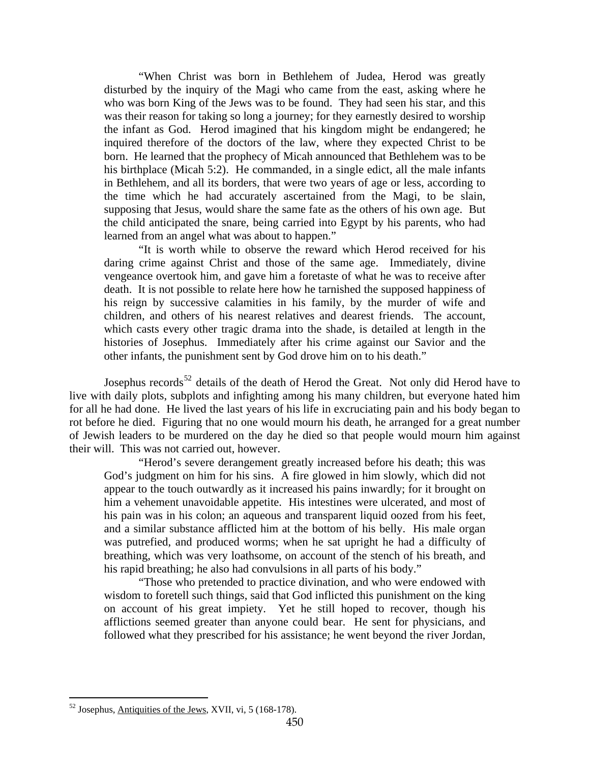> "When Christ was born in Bethlehem of Judea, Herod was greatly disturbed by the inquiry of the Magi who came from the east, asking where he who was born King of the Jews was to be found. They had seen his star, and this was their reason for taking so long a journey; for they earnestly desired to worship the infant as God. Herod imagined that his kingdom might be endangered; he inquired therefore of the doctors of the law, where they expected Christ to be born. He learned that the prophecy of Micah announced that Bethlehem was to be his birthplace (Micah 5:2). He commanded, in a single edict, all the male infants in Bethlehem, and all its borders, that were two years of age or less, according to the time which he had accurately ascertained from the Magi, to be slain, supposing that Jesus, would share the same fate as the others of his own age. But the child anticipated the snare, being carried into Egypt by his parents, who had learned from an angel what was about to happen."
>
> "It is worth while to observe the reward which Herod received for his daring crime against Christ and those of the same age. Immediately, divine vengeance overtook him, and gave him a foretaste of what he was to receive after death. It is not possible to relate here how he tarnished the supposed happiness of his reign by successive calamities in his family, by the murder of wife and children, and others of his nearest relatives and dearest friends. The account, which casts every other tragic drama into the shade, is detailed at length in the histories of Josephus. Immediately after his crime against our Savior and the other infants, the punishment sent by God drove him on to his death."

Josephus records[52] details of the death of Herod the Great. Not only did Herod have to live with daily plots, subplots and infighting among his many children, but everyone hated him for all he had done. He lived the last years of his life in excruciating pain and his body began to rot before he died. Figuring that no one would mourn his death, he arranged for a great number of Jewish leaders to be murdered on the day he died so that people would mourn him against their will. This was not carried out, however.

> "Herod's severe derangement greatly increased before his death; this was God's judgment on him for his sins. A fire glowed in him slowly, which did not appear to the touch outwardly as it increased his pains inwardly; for it brought on him a vehement unavoidable appetite. His intestines were ulcerated, and most of his pain was in his colon; an aqueous and transparent liquid oozed from his feet, and a similar substance afflicted him at the bottom of his belly. His male organ was putrefied, and produced worms; when he sat upright he had a difficulty of breathing, which was very loathsome, on account of the stench of his breath, and his rapid breathing; he also had convulsions in all parts of his body."
>
> "Those who pretended to practice divination, and who were endowed with wisdom to foretell such things, said that God inflicted this punishment on the king on account of his great impiety. Yet he still hoped to recover, though his afflictions seemed greater than anyone could bear. He sent for physicians, and followed what they prescribed for his assistance; he went beyond the river Jordan,

[52] Josephus, Antiquities of the Jews, XVII, vi, 5 (168-178).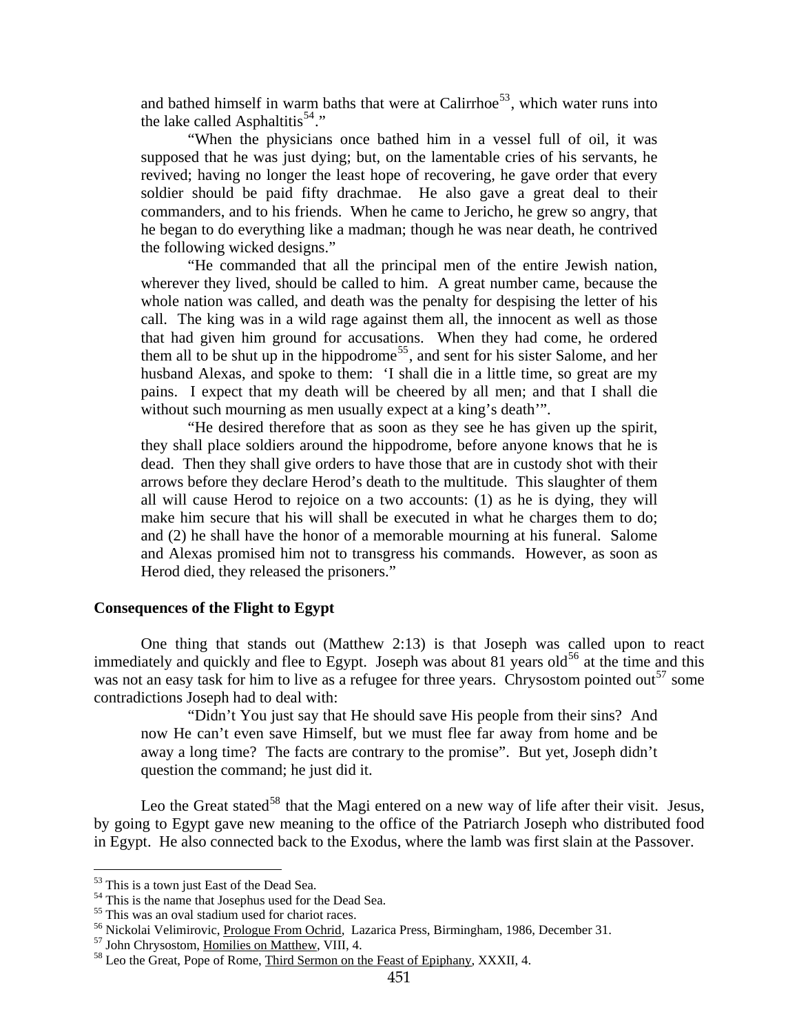and bathed himself in warm baths that were at Calirrhoe[53], which water runs into the lake called Asphaltitis[54]."

"When the physicians once bathed him in a vessel full of oil, it was supposed that he was just dying; but, on the lamentable cries of his servants, he revived; having no longer the least hope of recovering, he gave order that every soldier should be paid fifty drachmae. He also gave a great deal to their commanders, and to his friends. When he came to Jericho, he grew so angry, that he began to do everything like a madman; though he was near death, he contrived the following wicked designs."

"He commanded that all the principal men of the entire Jewish nation, wherever they lived, should be called to him. A great number came, because the whole nation was called, and death was the penalty for despising the letter of his call. The king was in a wild rage against them all, the innocent as well as those that had given him ground for accusations. When they had come, he ordered them all to be shut up in the hippodrome[55], and sent for his sister Salome, and her husband Alexas, and spoke to them: 'I shall die in a little time, so great are my pains. I expect that my death will be cheered by all men; and that I shall die without such mourning as men usually expect at a king's death'".

"He desired therefore that as soon as they see he has given up the spirit, they shall place soldiers around the hippodrome, before anyone knows that he is dead. Then they shall give orders to have those that are in custody shot with their arrows before they declare Herod's death to the multitude. This slaughter of them all will cause Herod to rejoice on a two accounts: (1) as he is dying, they will make him secure that his will shall be executed in what he charges them to do; and (2) he shall have the honor of a memorable mourning at his funeral. Salome and Alexas promised him not to transgress his commands. However, as soon as Herod died, they released the prisoners."

**Consequences of the Flight to Egypt**

One thing that stands out (Matthew 2:13) is that Joseph was called upon to react immediately and quickly and flee to Egypt. Joseph was about 81 years old[56] at the time and this was not an easy task for him to live as a refugee for three years. Chrysostom pointed out[57] some contradictions Joseph had to deal with:

"Didn't You just say that He should save His people from their sins? And now He can't even save Himself, but we must flee far away from home and be away a long time? The facts are contrary to the promise". But yet, Joseph didn't question the command; he just did it.

Leo the Great stated[58] that the Magi entered on a new way of life after their visit. Jesus, by going to Egypt gave new meaning to the office of the Patriarch Joseph who distributed food in Egypt. He also connected back to the Exodus, where the lamb was first slain at the Passover.

---

[53] This is a town just East of the Dead Sea.

[54] This is the name that Josephus used for the Dead Sea.

[55] This was an oval stadium used for chariot races.

[56] Nickolai Velimirovic, Prologue From Ochrid, Lazarica Press, Birmingham, 1986, December 31.

[57] John Chrysostom, Homilies on Matthew, VIII, 4.

[58] Leo the Great, Pope of Rome, Third Sermon on the Feast of Epiphany, XXXII, 4.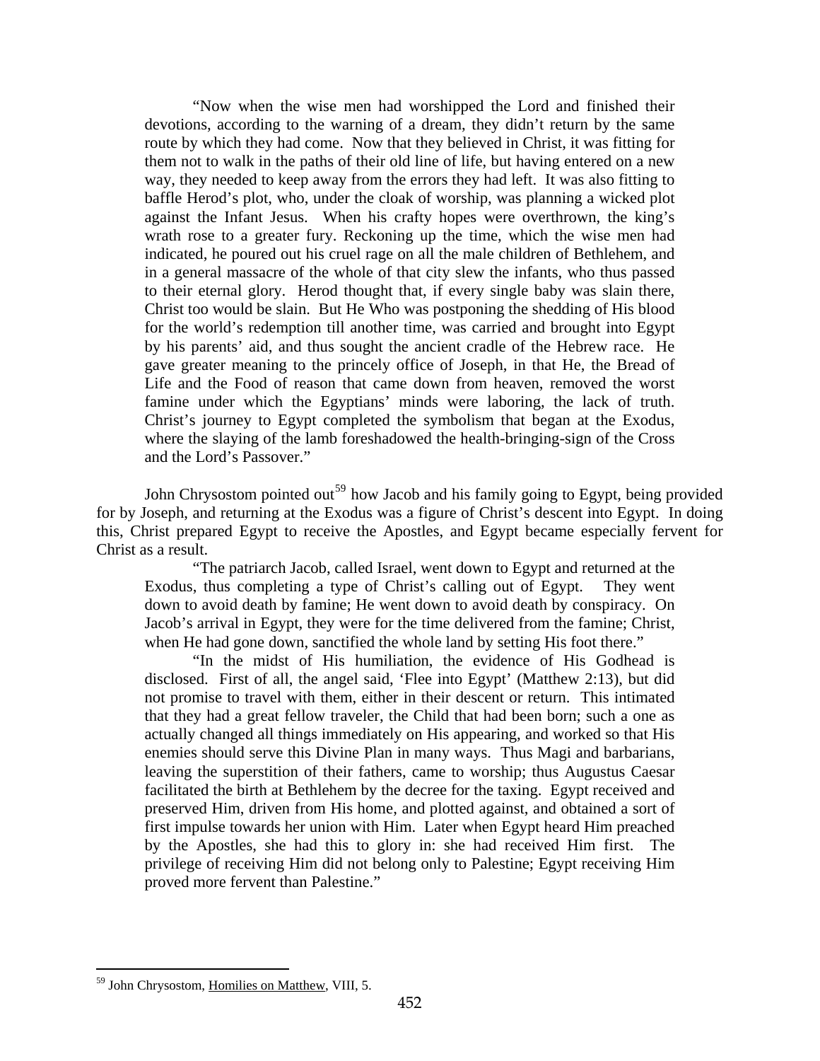> "Now when the wise men had worshipped the Lord and finished their devotions, according to the warning of a dream, they didn't return by the same route by which they had come. Now that they believed in Christ, it was fitting for them not to walk in the paths of their old line of life, but having entered on a new way, they needed to keep away from the errors they had left. It was also fitting to baffle Herod's plot, who, under the cloak of worship, was planning a wicked plot against the Infant Jesus. When his crafty hopes were overthrown, the king's wrath rose to a greater fury. Reckoning up the time, which the wise men had indicated, he poured out his cruel rage on all the male children of Bethlehem, and in a general massacre of the whole of that city slew the infants, who thus passed to their eternal glory. Herod thought that, if every single baby was slain there, Christ too would be slain. But He Who was postponing the shedding of His blood for the world's redemption till another time, was carried and brought into Egypt by his parents' aid, and thus sought the ancient cradle of the Hebrew race. He gave greater meaning to the princely office of Joseph, in that He, the Bread of Life and the Food of reason that came down from heaven, removed the worst famine under which the Egyptians' minds were laboring, the lack of truth. Christ's journey to Egypt completed the symbolism that began at the Exodus, where the slaying of the lamb foreshadowed the health-bringing-sign of the Cross and the Lord's Passover."

John Chrysostom pointed out[59] how Jacob and his family going to Egypt, being provided for by Joseph, and returning at the Exodus was a figure of Christ's descent into Egypt. In doing this, Christ prepared Egypt to receive the Apostles, and Egypt became especially fervent for Christ as a result.

> "The patriarch Jacob, called Israel, went down to Egypt and returned at the Exodus, thus completing a type of Christ's calling out of Egypt. They went down to avoid death by famine; He went down to avoid death by conspiracy. On Jacob's arrival in Egypt, they were for the time delivered from the famine; Christ, when He had gone down, sanctified the whole land by setting His foot there."
>
> "In the midst of His humiliation, the evidence of His Godhead is disclosed. First of all, the angel said, 'Flee into Egypt' (Matthew 2:13), but did not promise to travel with them, either in their descent or return. This intimated that they had a great fellow traveler, the Child that had been born; such a one as actually changed all things immediately on His appearing, and worked so that His enemies should serve this Divine Plan in many ways. Thus Magi and barbarians, leaving the superstition of their fathers, came to worship; thus Augustus Caesar facilitated the birth at Bethlehem by the decree for the taxing. Egypt received and preserved Him, driven from His home, and plotted against, and obtained a sort of first impulse towards her union with Him. Later when Egypt heard Him preached by the Apostles, she had this to glory in: she had received Him first. The privilege of receiving Him did not belong only to Palestine; Egypt receiving Him proved more fervent than Palestine."

---

[59] John Chrysostom, Homilies on Matthew, VIII, 5.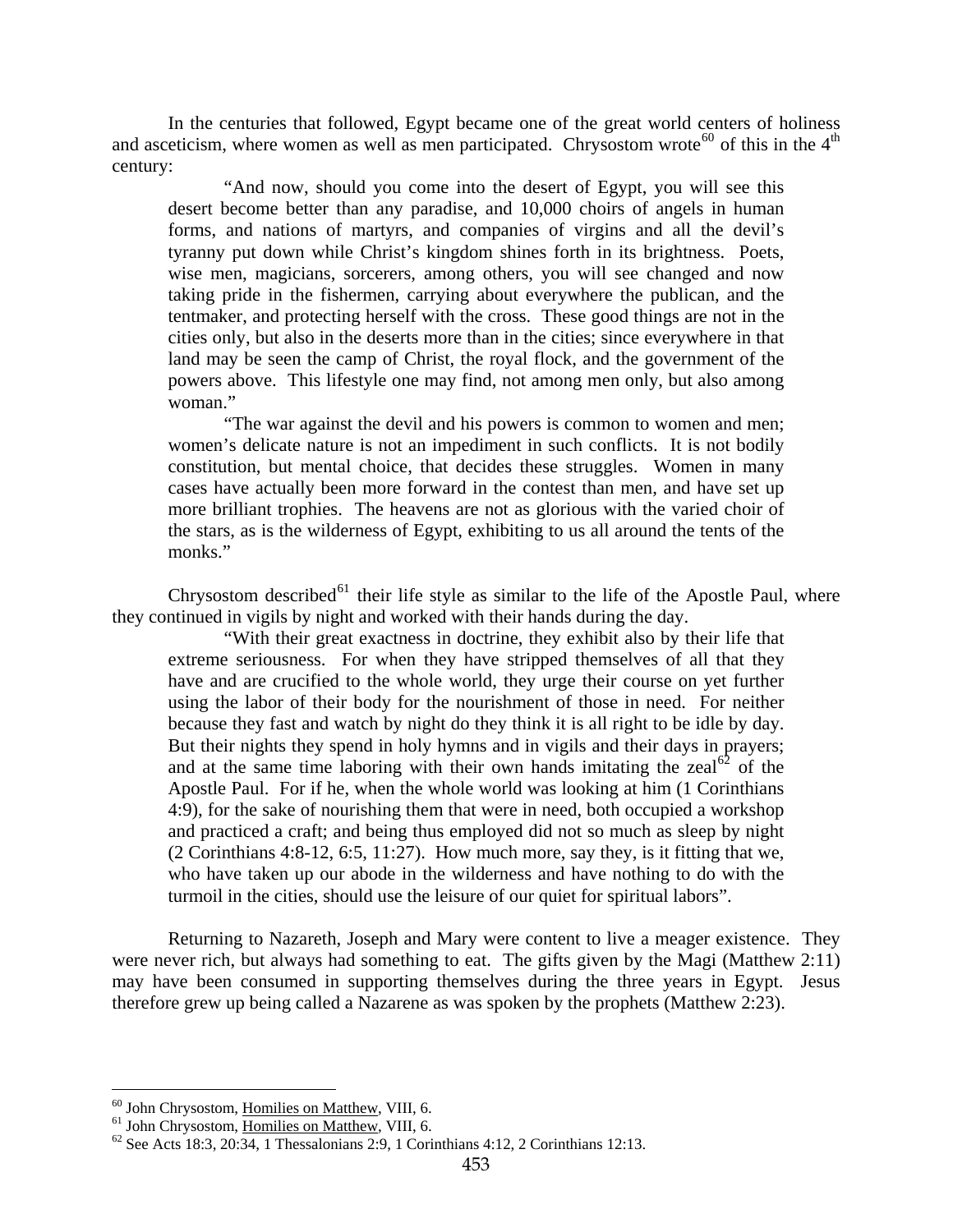In the centuries that followed, Egypt became one of the great world centers of holiness and asceticism, where women as well as men participated. Chrysostom wrote[60] of this in the 4th century:

> "And now, should you come into the desert of Egypt, you will see this desert become better than any paradise, and 10,000 choirs of angels in human forms, and nations of martyrs, and companies of virgins and all the devil's tyranny put down while Christ's kingdom shines forth in its brightness. Poets, wise men, magicians, sorcerers, among others, you will see changed and now taking pride in the fishermen, carrying about everywhere the publican, and the tentmaker, and protecting herself with the cross. These good things are not in the cities only, but also in the deserts more than in the cities; since everywhere in that land may be seen the camp of Christ, the royal flock, and the government of the powers above. This lifestyle one may find, not among men only, but also among woman."
>
> "The war against the devil and his powers is common to women and men; women's delicate nature is not an impediment in such conflicts. It is not bodily constitution, but mental choice, that decides these struggles. Women in many cases have actually been more forward in the contest than men, and have set up more brilliant trophies. The heavens are not as glorious with the varied choir of the stars, as is the wilderness of Egypt, exhibiting to us all around the tents of the monks."

Chrysostom described[61] their life style as similar to the life of the Apostle Paul, where they continued in vigils by night and worked with their hands during the day.

> "With their great exactness in doctrine, they exhibit also by their life that extreme seriousness. For when they have stripped themselves of all that they have and are crucified to the whole world, they urge their course on yet further using the labor of their body for the nourishment of those in need. For neither because they fast and watch by night do they think it is all right to be idle by day. But their nights they spend in holy hymns and in vigils and their days in prayers; and at the same time laboring with their own hands imitating the zeal[62] of the Apostle Paul. For if he, when the whole world was looking at him (1 Corinthians 4:9), for the sake of nourishing them that were in need, both occupied a workshop and practiced a craft; and being thus employed did not so much as sleep by night (2 Corinthians 4:8-12, 6:5, 11:27). How much more, say they, is it fitting that we, who have taken up our abode in the wilderness and have nothing to do with the turmoil in the cities, should use the leisure of our quiet for spiritual labors".

Returning to Nazareth, Joseph and Mary were content to live a meager existence. They were never rich, but always had something to eat. The gifts given by the Magi (Matthew 2:11) may have been consumed in supporting themselves during the three years in Egypt. Jesus therefore grew up being called a Nazarene as was spoken by the prophets (Matthew 2:23).

---

[60] John Chrysostom, Homilies on Matthew, VIII, 6.

[61] John Chrysostom, Homilies on Matthew, VIII, 6.

[62] See Acts 18:3, 20:34, 1 Thessalonians 2:9, 1 Corinthians 4:12, 2 Corinthians 12:13.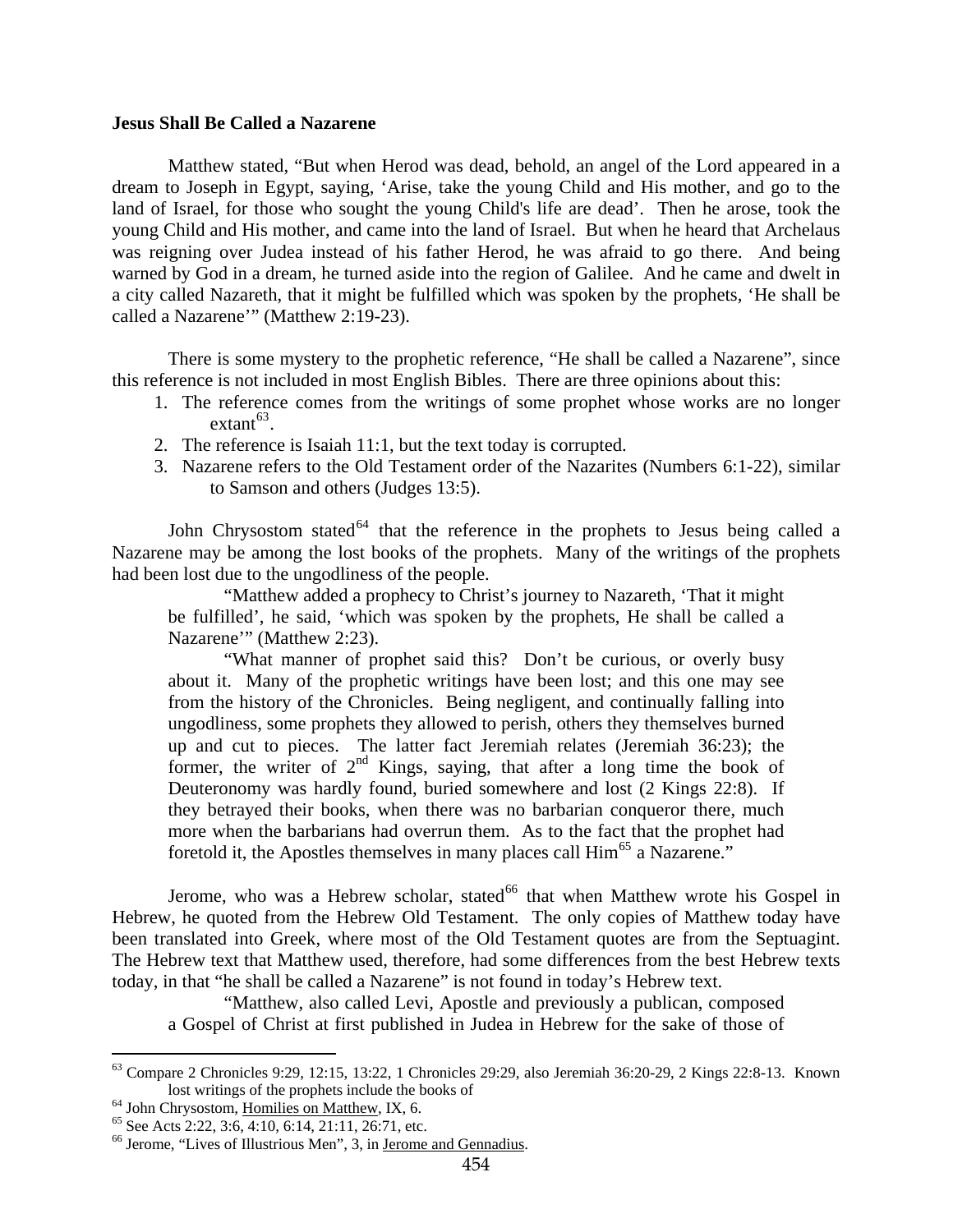**Jesus Shall Be Called a Nazarene**

Matthew stated, "But when Herod was dead, behold, an angel of the Lord appeared in a dream to Joseph in Egypt, saying, 'Arise, take the young Child and His mother, and go to the land of Israel, for those who sought the young Child's life are dead'. Then he arose, took the young Child and His mother, and came into the land of Israel. But when he heard that Archelaus was reigning over Judea instead of his father Herod, he was afraid to go there. And being warned by God in a dream, he turned aside into the region of Galilee. And he came and dwelt in a city called Nazareth, that it might be fulfilled which was spoken by the prophets, 'He shall be called a Nazarene'" (Matthew 2:19-23).

There is some mystery to the prophetic reference, "He shall be called a Nazarene", since this reference is not included in most English Bibles. There are three opinions about this:

1. The reference comes from the writings of some prophet whose works are no longer extant[63].
2. The reference is Isaiah 11:1, but the text today is corrupted.
3. Nazarene refers to the Old Testament order of the Nazarites (Numbers 6:1-22), similar to Samson and others (Judges 13:5).

John Chrysostom stated[64] that the reference in the prophets to Jesus being called a Nazarene may be among the lost books of the prophets. Many of the writings of the prophets had been lost due to the ungodliness of the people.

> "Matthew added a prophecy to Christ's journey to Nazareth, 'That it might be fulfilled', he said, 'which was spoken by the prophets, He shall be called a Nazarene'" (Matthew 2:23).
>
> "What manner of prophet said this? Don't be curious, or overly busy about it. Many of the prophetic writings have been lost; and this one may see from the history of the Chronicles. Being negligent, and continually falling into ungodliness, some prophets they allowed to perish, others they themselves burned up and cut to pieces. The latter fact Jeremiah relates (Jeremiah 36:23); the former, the writer of 2nd Kings, saying, that after a long time the book of Deuteronomy was hardly found, buried somewhere and lost (2 Kings 22:8). If they betrayed their books, when there was no barbarian conqueror there, much more when the barbarians had overrun them. As to the fact that the prophet had foretold it, the Apostles themselves in many places call Him[65] a Nazarene."

Jerome, who was a Hebrew scholar, stated[66] that when Matthew wrote his Gospel in Hebrew, he quoted from the Hebrew Old Testament. The only copies of Matthew today have been translated into Greek, where most of the Old Testament quotes are from the Septuagint. The Hebrew text that Matthew used, therefore, had some differences from the best Hebrew texts today, in that "he shall be called a Nazarene" is not found in today's Hebrew text.

> "Matthew, also called Levi, Apostle and previously a publican, composed a Gospel of Christ at first published in Judea in Hebrew for the sake of those of

---

[63] Compare 2 Chronicles 9:29, 12:15, 13:22, 1 Chronicles 29:29, also Jeremiah 36:20-29, 2 Kings 22:8-13. Known lost writings of the prophets include the books of

[64] John Chrysostom, Homilies on Matthew, IX, 6.

[65] See Acts 2:22, 3:6, 4:10, 6:14, 21:11, 26:71, etc.

[66] Jerome, "Lives of Illustrious Men", 3, in Jerome and Gennadius.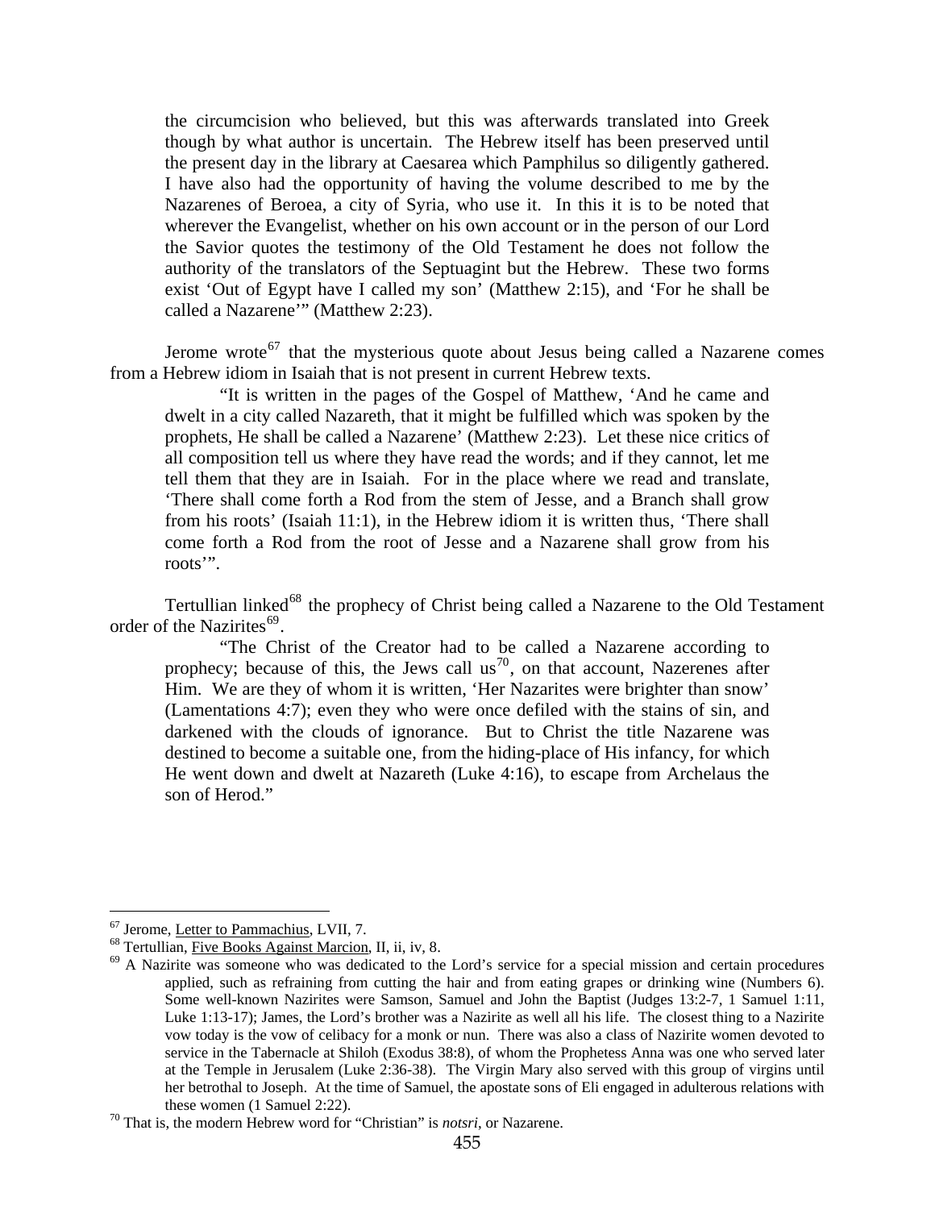> the circumcision who believed, but this was afterwards translated into Greek though by what author is uncertain. The Hebrew itself has been preserved until the present day in the library at Caesarea which Pamphilus so diligently gathered. I have also had the opportunity of having the volume described to me by the Nazarenes of Beroea, a city of Syria, who use it. In this it is to be noted that wherever the Evangelist, whether on his own account or in the person of our Lord the Savior quotes the testimony of the Old Testament he does not follow the authority of the translators of the Septuagint but the Hebrew. These two forms exist 'Out of Egypt have I called my son' (Matthew 2:15), and 'For he shall be called a Nazarene'" (Matthew 2:23).

Jerome wrote[67] that the mysterious quote about Jesus being called a Nazarene comes from a Hebrew idiom in Isaiah that is not present in current Hebrew texts.

> "It is written in the pages of the Gospel of Matthew, 'And he came and dwelt in a city called Nazareth, that it might be fulfilled which was spoken by the prophets, He shall be called a Nazarene' (Matthew 2:23). Let these nice critics of all composition tell us where they have read the words; and if they cannot, let me tell them that they are in Isaiah. For in the place where we read and translate, 'There shall come forth a Rod from the stem of Jesse, and a Branch shall grow from his roots' (Isaiah 11:1), in the Hebrew idiom it is written thus, 'There shall come forth a Rod from the root of Jesse and a Nazarene shall grow from his roots'".

Tertullian linked[68] the prophecy of Christ being called a Nazarene to the Old Testament order of the Nazirites[69].

> "The Christ of the Creator had to be called a Nazarene according to prophecy; because of this, the Jews call us[70], on that account, Nazerenes after Him. We are they of whom it is written, 'Her Nazarites were brighter than snow' (Lamentations 4:7); even they who were once defiled with the stains of sin, and darkened with the clouds of ignorance. But to Christ the title Nazarene was destined to become a suitable one, from the hiding-place of His infancy, for which He went down and dwelt at Nazareth (Luke 4:16), to escape from Archelaus the son of Herod."

---

[67] Jerome, Letter to Pammachius, LVII, 7.

[68] Tertullian, Five Books Against Marcion, II, ii, iv, 8.

[69] A Nazirite was someone who was dedicated to the Lord's service for a special mission and certain procedures applied, such as refraining from cutting the hair and from eating grapes or drinking wine (Numbers 6). Some well-known Nazirites were Samson, Samuel and John the Baptist (Judges 13:2-7, 1 Samuel 1:11, Luke 1:13-17); James, the Lord's brother was a Nazirite as well all his life. The closest thing to a Nazirite vow today is the vow of celibacy for a monk or nun. There was also a class of Nazirite women devoted to service in the Tabernacle at Shiloh (Exodus 38:8), of whom the Prophetess Anna was one who served later at the Temple in Jerusalem (Luke 2:36-38). The Virgin Mary also served with this group of virgins until her betrothal to Joseph. At the time of Samuel, the apostate sons of Eli engaged in adulterous relations with these women (1 Samuel 2:22).

[70] That is, the modern Hebrew word for "Christian" is *notsri*, or Nazarene.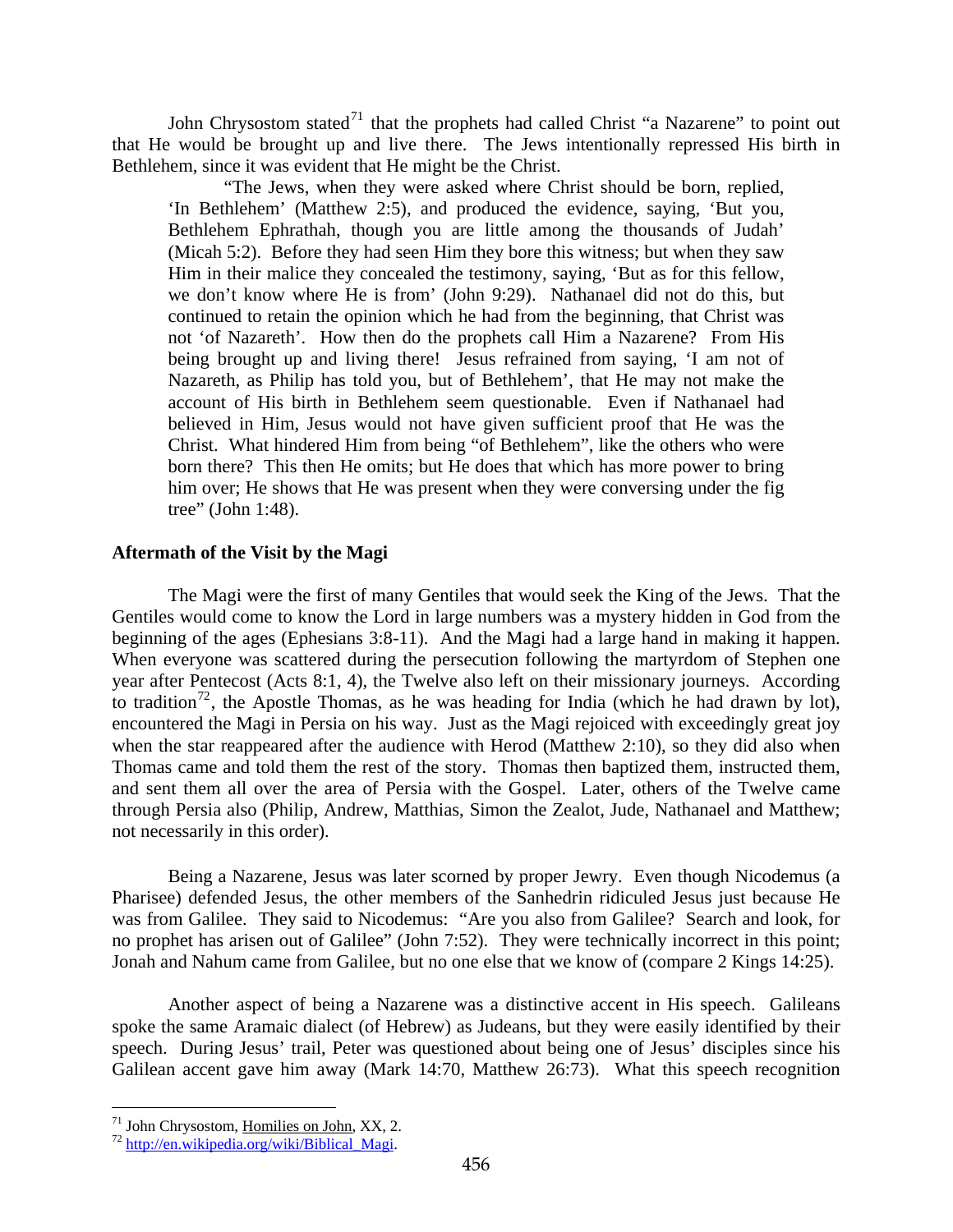John Chrysostom stated[71] that the prophets had called Christ "a Nazarene" to point out that He would be brought up and live there. The Jews intentionally repressed His birth in Bethlehem, since it was evident that He might be the Christ.

> "The Jews, when they were asked where Christ should be born, replied, 'In Bethlehem' (Matthew 2:5), and produced the evidence, saying, 'But you, Bethlehem Ephrathah, though you are little among the thousands of Judah' (Micah 5:2). Before they had seen Him they bore this witness; but when they saw Him in their malice they concealed the testimony, saying, 'But as for this fellow, we don't know where He is from' (John 9:29). Nathanael did not do this, but continued to retain the opinion which he had from the beginning, that Christ was not 'of Nazareth'. How then do the prophets call Him a Nazarene? From His being brought up and living there! Jesus refrained from saying, 'I am not of Nazareth, as Philip has told you, but of Bethlehem', that He may not make the account of His birth in Bethlehem seem questionable. Even if Nathanael had believed in Him, Jesus would not have given sufficient proof that He was the Christ. What hindered Him from being "of Bethlehem", like the others who were born there? This then He omits; but He does that which has more power to bring him over; He shows that He was present when they were conversing under the fig tree" (John 1:48).

**Aftermath of the Visit by the Magi**

The Magi were the first of many Gentiles that would seek the King of the Jews. That the Gentiles would come to know the Lord in large numbers was a mystery hidden in God from the beginning of the ages (Ephesians 3:8-11). And the Magi had a large hand in making it happen. When everyone was scattered during the persecution following the martyrdom of Stephen one year after Pentecost (Acts 8:1, 4), the Twelve also left on their missionary journeys. According to tradition[72], the Apostle Thomas, as he was heading for India (which he had drawn by lot), encountered the Magi in Persia on his way. Just as the Magi rejoiced with exceedingly great joy when the star reappeared after the audience with Herod (Matthew 2:10), so they did also when Thomas came and told them the rest of the story. Thomas then baptized them, instructed them, and sent them all over the area of Persia with the Gospel. Later, others of the Twelve came through Persia also (Philip, Andrew, Matthias, Simon the Zealot, Jude, Nathanael and Matthew; not necessarily in this order).

Being a Nazarene, Jesus was later scorned by proper Jewry. Even though Nicodemus (a Pharisee) defended Jesus, the other members of the Sanhedrin ridiculed Jesus just because He was from Galilee. They said to Nicodemus: "Are you also from Galilee? Search and look, for no prophet has arisen out of Galilee" (John 7:52). They were technically incorrect in this point; Jonah and Nahum came from Galilee, but no one else that we know of (compare 2 Kings 14:25).

Another aspect of being a Nazarene was a distinctive accent in His speech. Galileans spoke the same Aramaic dialect (of Hebrew) as Judeans, but they were easily identified by their speech. During Jesus' trail, Peter was questioned about being one of Jesus' disciples since his Galilean accent gave him away (Mark 14:70, Matthew 26:73). What this speech recognition

---

[71] John Chrysostom, Homilies on John, XX, 2.

[72] http://en.wikipedia.org/wiki/Biblical_Magi.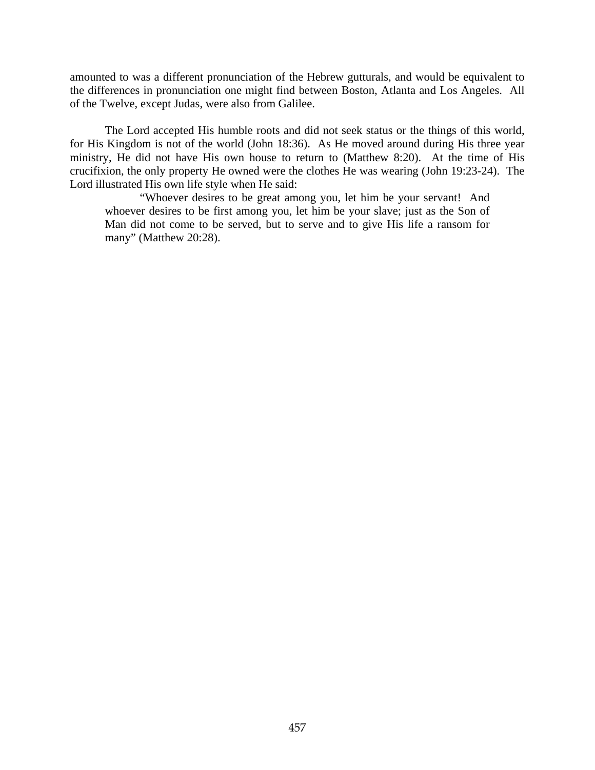amounted to was a different pronunciation of the Hebrew gutturals, and would be equivalent to the differences in pronunciation one might find between Boston, Atlanta and Los Angeles. All of the Twelve, except Judas, were also from Galilee.

The Lord accepted His humble roots and did not seek status or the things of this world, for His Kingdom is not of the world (John 18:36). As He moved around during His three year ministry, He did not have His own house to return to (Matthew 8:20). At the time of His crucifixion, the only property He owned were the clothes He was wearing (John 19:23-24). The Lord illustrated His own life style when He said:

> "Whoever desires to be great among you, let him be your servant! And whoever desires to be first among you, let him be your slave; just as the Son of Man did not come to be served, but to serve and to give His life a ransom for many" (Matthew 20:28).